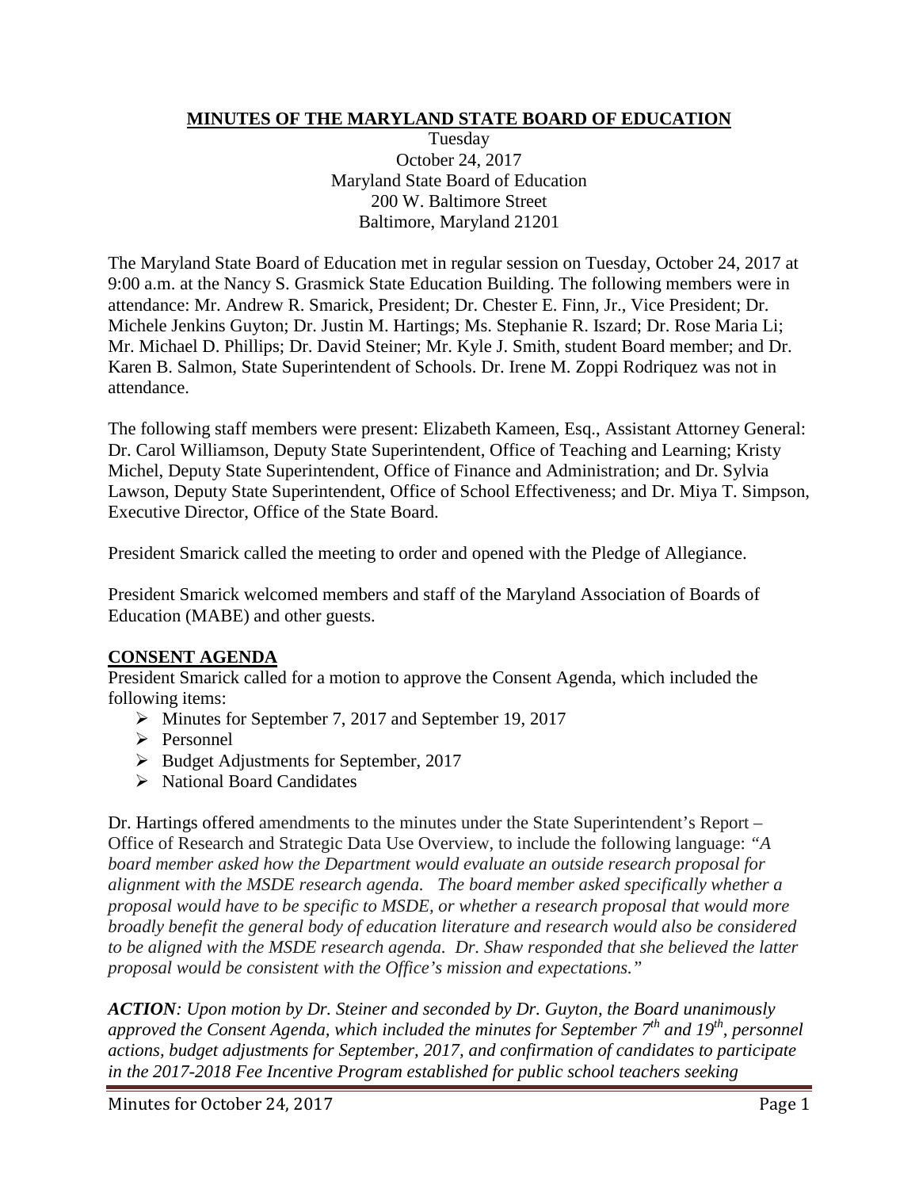# MINUTES OF THE MARYLAND STATE BOARD OF EDUCATION

Tuesday
October 24, 2017
Maryland State Board of Education
200 W. Baltimore Street
Baltimore, Maryland 21201

The Maryland State Board of Education met in regular session on Tuesday, October 24, 2017 at 9:00 a.m. at the Nancy S. Grasmick State Education Building. The following members were in attendance: Mr. Andrew R. Smarick, President; Dr. Chester E. Finn, Jr., Vice President; Dr. Michele Jenkins Guyton; Dr. Justin M. Hartings; Ms. Stephanie R. Iszard; Dr. Rose Maria Li; Mr. Michael D. Phillips; Dr. David Steiner; Mr. Kyle J. Smith, student Board member; and Dr. Karen B. Salmon, State Superintendent of Schools. Dr. Irene M. Zoppi Rodriquez was not in attendance.

The following staff members were present: Elizabeth Kameen, Esq., Assistant Attorney General: Dr. Carol Williamson, Deputy State Superintendent, Office of Teaching and Learning; Kristy Michel, Deputy State Superintendent, Office of Finance and Administration; and Dr. Sylvia Lawson, Deputy State Superintendent, Office of School Effectiveness; and Dr. Miya T. Simpson, Executive Director, Office of the State Board.

President Smarick called the meeting to order and opened with the Pledge of Allegiance.

President Smarick welcomed members and staff of the Maryland Association of Boards of Education (MABE) and other guests.

## CONSENT AGENDA

President Smarick called for a motion to approve the Consent Agenda, which included the following items:

- Minutes for September 7, 2017 and September 19, 2017
- Personnel
- Budget Adjustments for September, 2017
- National Board Candidates

Dr. Hartings offered amendments to the minutes under the State Superintendent's Report – Office of Research and Strategic Data Use Overview, to include the following language: *"A board member asked how the Department would evaluate an outside research proposal for alignment with the MSDE research agenda. The board member asked specifically whether a proposal would have to be specific to MSDE, or whether a research proposal that would more broadly benefit the general body of education literature and research would also be considered to be aligned with the MSDE research agenda. Dr. Shaw responded that she believed the latter proposal would be consistent with the Office's mission and expectations."*

***ACTION****: Upon motion by Dr. Steiner and seconded by Dr. Guyton, the Board unanimously approved the Consent Agenda, which included the minutes for September 7th and 19th, personnel actions, budget adjustments for September, 2017, and confirmation of candidates to participate in the 2017-2018 Fee Incentive Program established for public school teachers seeking*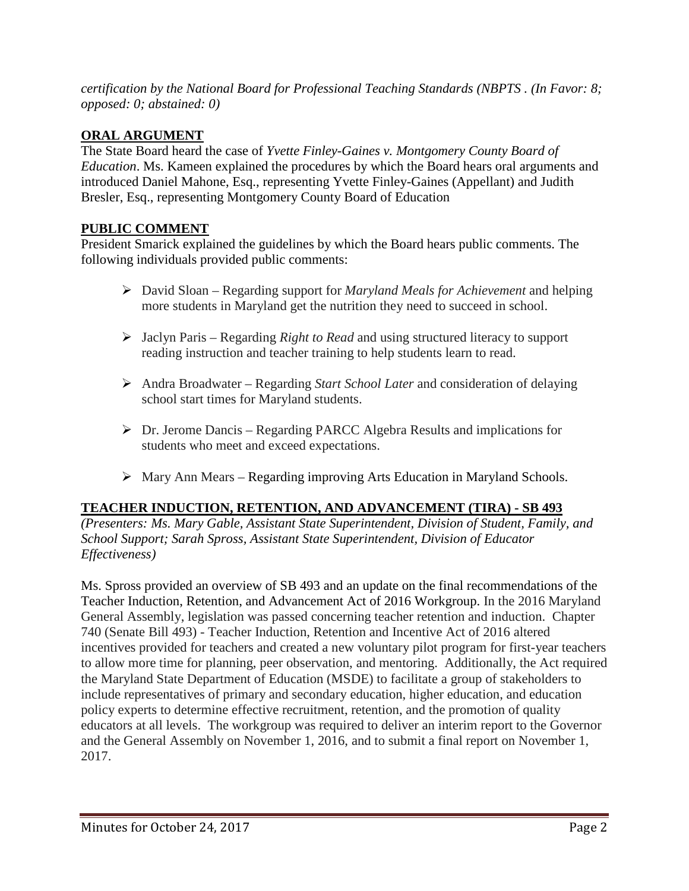*certification by the National Board for Professional Teaching Standards (NBPTS . (In Favor: 8; opposed: 0; abstained: 0)*

## ORAL ARGUMENT

The State Board heard the case of *Yvette Finley-Gaines v. Montgomery County Board of Education*. Ms. Kameen explained the procedures by which the Board hears oral arguments and introduced Daniel Mahone, Esq., representing Yvette Finley-Gaines (Appellant) and Judith Bresler, Esq., representing Montgomery County Board of Education

## PUBLIC COMMENT

President Smarick explained the guidelines by which the Board hears public comments. The following individuals provided public comments:

- David Sloan – Regarding support for *Maryland Meals for Achievement* and helping more students in Maryland get the nutrition they need to succeed in school.
- Jaclyn Paris – Regarding *Right to Read* and using structured literacy to support reading instruction and teacher training to help students learn to read.
- Andra Broadwater – Regarding *Start School Later* and consideration of delaying school start times for Maryland students.
- Dr. Jerome Dancis – Regarding PARCC Algebra Results and implications for students who meet and exceed expectations.
- Mary Ann Mears – Regarding improving Arts Education in Maryland Schools.

## TEACHER INDUCTION, RETENTION, AND ADVANCEMENT (TIRA) - SB 493

*(Presenters: Ms. Mary Gable, Assistant State Superintendent, Division of Student, Family, and School Support; Sarah Spross, Assistant State Superintendent, Division of Educator Effectiveness)*

Ms. Spross provided an overview of SB 493 and an update on the final recommendations of the Teacher Induction, Retention, and Advancement Act of 2016 Workgroup. In the 2016 Maryland General Assembly, legislation was passed concerning teacher retention and induction. Chapter 740 (Senate Bill 493) - Teacher Induction, Retention and Incentive Act of 2016 altered incentives provided for teachers and created a new voluntary pilot program for first-year teachers to allow more time for planning, peer observation, and mentoring. Additionally, the Act required the Maryland State Department of Education (MSDE) to facilitate a group of stakeholders to include representatives of primary and secondary education, higher education, and education policy experts to determine effective recruitment, retention, and the promotion of quality educators at all levels. The workgroup was required to deliver an interim report to the Governor and the General Assembly on November 1, 2016, and to submit a final report on November 1, 2017.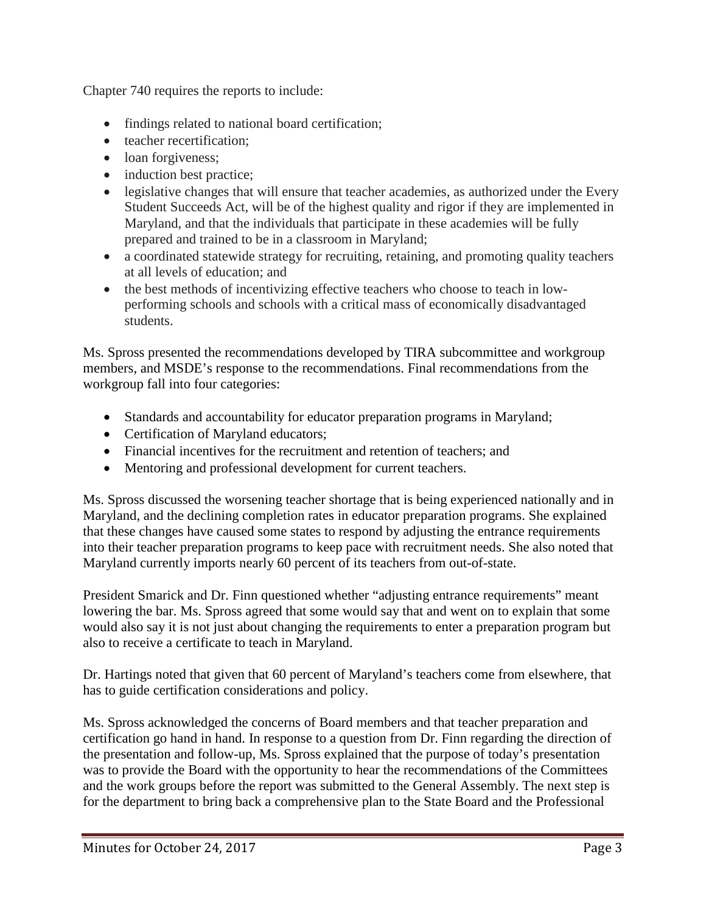Chapter 740 requires the reports to include:

- findings related to national board certification;
- teacher recertification;
- loan forgiveness;
- induction best practice;
- legislative changes that will ensure that teacher academies, as authorized under the Every Student Succeeds Act, will be of the highest quality and rigor if they are implemented in Maryland, and that the individuals that participate in these academies will be fully prepared and trained to be in a classroom in Maryland;
- a coordinated statewide strategy for recruiting, retaining, and promoting quality teachers at all levels of education; and
- the best methods of incentivizing effective teachers who choose to teach in low-performing schools and schools with a critical mass of economically disadvantaged students.

Ms. Spross presented the recommendations developed by TIRA subcommittee and workgroup members, and MSDE's response to the recommendations. Final recommendations from the workgroup fall into four categories:

- Standards and accountability for educator preparation programs in Maryland;
- Certification of Maryland educators;
- Financial incentives for the recruitment and retention of teachers; and
- Mentoring and professional development for current teachers.

Ms. Spross discussed the worsening teacher shortage that is being experienced nationally and in Maryland, and the declining completion rates in educator preparation programs. She explained that these changes have caused some states to respond by adjusting the entrance requirements into their teacher preparation programs to keep pace with recruitment needs. She also noted that Maryland currently imports nearly 60 percent of its teachers from out-of-state.

President Smarick and Dr. Finn questioned whether "adjusting entrance requirements" meant lowering the bar. Ms. Spross agreed that some would say that and went on to explain that some would also say it is not just about changing the requirements to enter a preparation program but also to receive a certificate to teach in Maryland.

Dr. Hartings noted that given that 60 percent of Maryland's teachers come from elsewhere, that has to guide certification considerations and policy.

Ms. Spross acknowledged the concerns of Board members and that teacher preparation and certification go hand in hand. In response to a question from Dr. Finn regarding the direction of the presentation and follow-up, Ms. Spross explained that the purpose of today's presentation was to provide the Board with the opportunity to hear the recommendations of the Committees and the work groups before the report was submitted to the General Assembly. The next step is for the department to bring back a comprehensive plan to the State Board and the Professional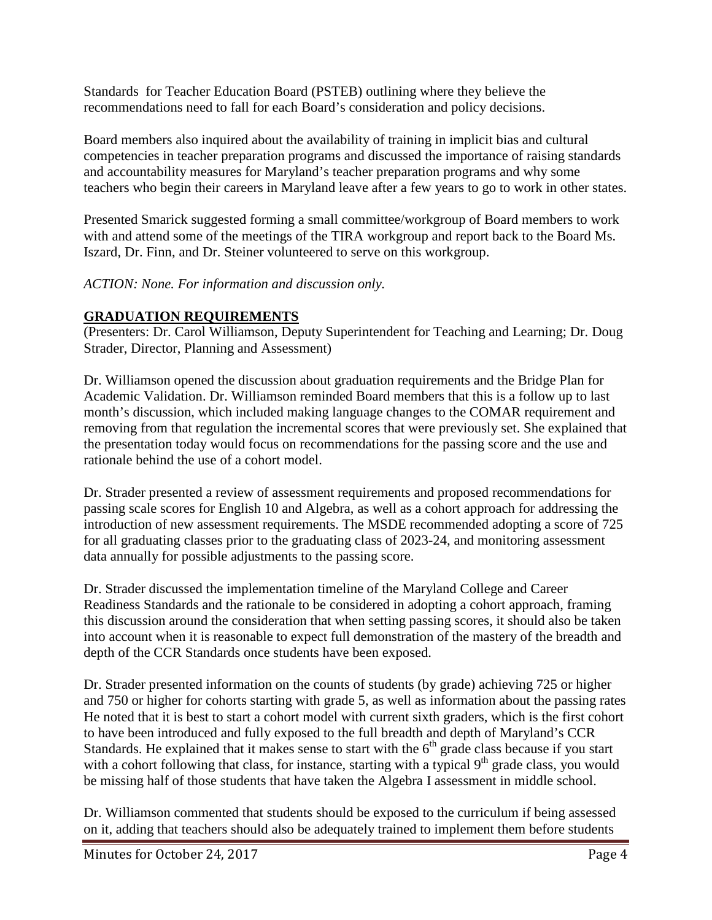Standards for Teacher Education Board (PSTEB) outlining where they believe the recommendations need to fall for each Board's consideration and policy decisions.

Board members also inquired about the availability of training in implicit bias and cultural competencies in teacher preparation programs and discussed the importance of raising standards and accountability measures for Maryland's teacher preparation programs and why some teachers who begin their careers in Maryland leave after a few years to go to work in other states.

Presented Smarick suggested forming a small committee/workgroup of Board members to work with and attend some of the meetings of the TIRA workgroup and report back to the Board Ms. Iszard, Dr. Finn, and Dr. Steiner volunteered to serve on this workgroup.

*ACTION: None. For information and discussion only.*

## **GRADUATION REQUIREMENTS**

(Presenters: Dr. Carol Williamson, Deputy Superintendent for Teaching and Learning; Dr. Doug Strader, Director, Planning and Assessment)

Dr. Williamson opened the discussion about graduation requirements and the Bridge Plan for Academic Validation. Dr. Williamson reminded Board members that this is a follow up to last month's discussion, which included making language changes to the COMAR requirement and removing from that regulation the incremental scores that were previously set. She explained that the presentation today would focus on recommendations for the passing score and the use and rationale behind the use of a cohort model.

Dr. Strader presented a review of assessment requirements and proposed recommendations for passing scale scores for English 10 and Algebra, as well as a cohort approach for addressing the introduction of new assessment requirements. The MSDE recommended adopting a score of 725 for all graduating classes prior to the graduating class of 2023-24, and monitoring assessment data annually for possible adjustments to the passing score.

Dr. Strader discussed the implementation timeline of the Maryland College and Career Readiness Standards and the rationale to be considered in adopting a cohort approach, framing this discussion around the consideration that when setting passing scores, it should also be taken into account when it is reasonable to expect full demonstration of the mastery of the breadth and depth of the CCR Standards once students have been exposed.

Dr. Strader presented information on the counts of students (by grade) achieving 725 or higher and 750 or higher for cohorts starting with grade 5, as well as information about the passing rates He noted that it is best to start a cohort model with current sixth graders, which is the first cohort to have been introduced and fully exposed to the full breadth and depth of Maryland's CCR Standards. He explained that it makes sense to start with the 6th grade class because if you start with a cohort following that class, for instance, starting with a typical 9th grade class, you would be missing half of those students that have taken the Algebra I assessment in middle school.

Dr. Williamson commented that students should be exposed to the curriculum if being assessed on it, adding that teachers should also be adequately trained to implement them before students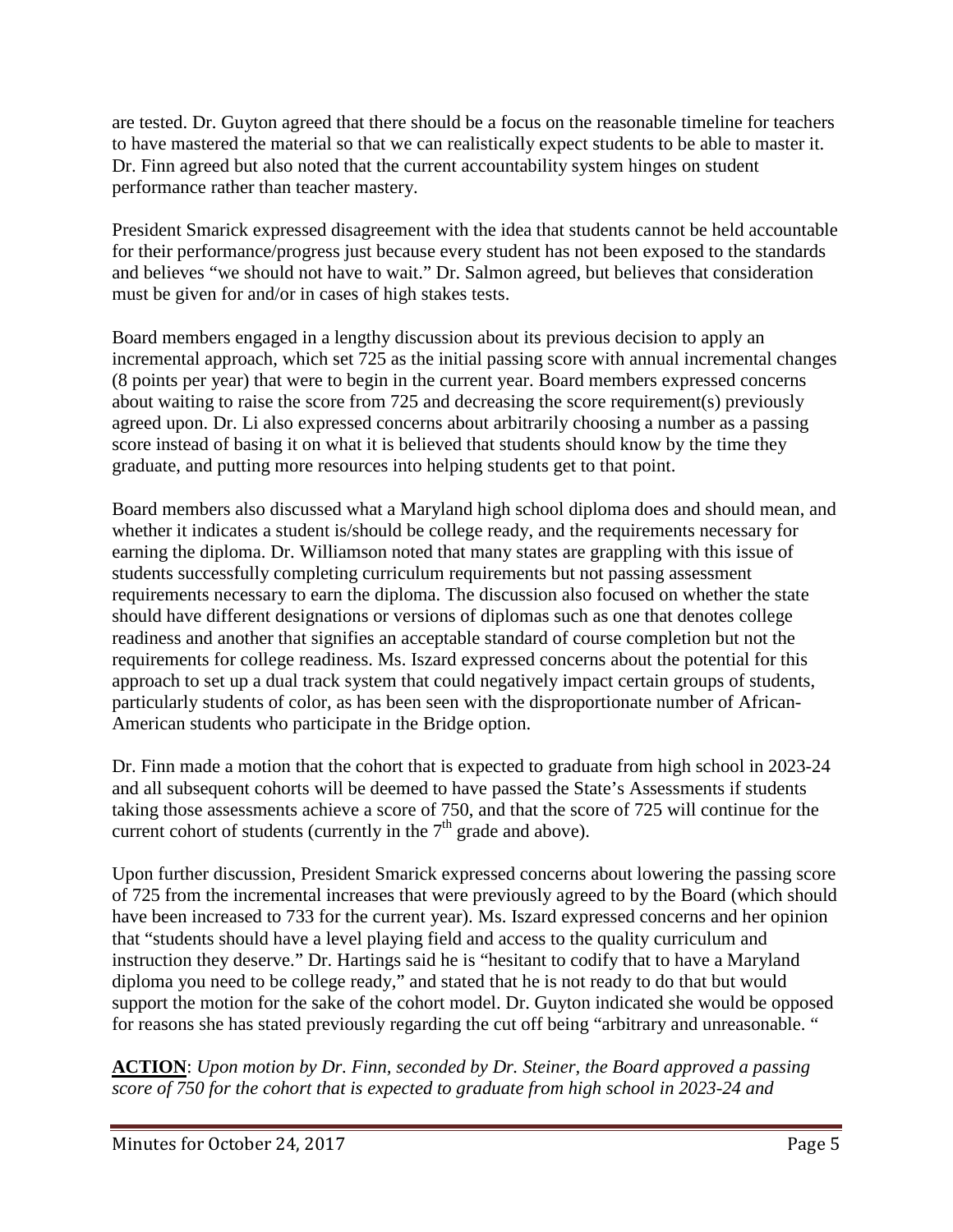are tested. Dr. Guyton agreed that there should be a focus on the reasonable timeline for teachers to have mastered the material so that we can realistically expect students to be able to master it. Dr. Finn agreed but also noted that the current accountability system hinges on student performance rather than teacher mastery.

President Smarick expressed disagreement with the idea that students cannot be held accountable for their performance/progress just because every student has not been exposed to the standards and believes "we should not have to wait." Dr. Salmon agreed, but believes that consideration must be given for and/or in cases of high stakes tests.

Board members engaged in a lengthy discussion about its previous decision to apply an incremental approach, which set 725 as the initial passing score with annual incremental changes (8 points per year) that were to begin in the current year. Board members expressed concerns about waiting to raise the score from 725 and decreasing the score requirement(s) previously agreed upon. Dr. Li also expressed concerns about arbitrarily choosing a number as a passing score instead of basing it on what it is believed that students should know by the time they graduate, and putting more resources into helping students get to that point.

Board members also discussed what a Maryland high school diploma does and should mean, and whether it indicates a student is/should be college ready, and the requirements necessary for earning the diploma. Dr. Williamson noted that many states are grappling with this issue of students successfully completing curriculum requirements but not passing assessment requirements necessary to earn the diploma. The discussion also focused on whether the state should have different designations or versions of diplomas such as one that denotes college readiness and another that signifies an acceptable standard of course completion but not the requirements for college readiness. Ms. Iszard expressed concerns about the potential for this approach to set up a dual track system that could negatively impact certain groups of students, particularly students of color, as has been seen with the disproportionate number of African-American students who participate in the Bridge option.

Dr. Finn made a motion that the cohort that is expected to graduate from high school in 2023-24 and all subsequent cohorts will be deemed to have passed the State's Assessments if students taking those assessments achieve a score of 750, and that the score of 725 will continue for the current cohort of students (currently in the 7th grade and above).

Upon further discussion, President Smarick expressed concerns about lowering the passing score of 725 from the incremental increases that were previously agreed to by the Board (which should have been increased to 733 for the current year). Ms. Iszard expressed concerns and her opinion that "students should have a level playing field and access to the quality curriculum and instruction they deserve." Dr. Hartings said he is "hesitant to codify that to have a Maryland diploma you need to be college ready," and stated that he is not ready to do that but would support the motion for the sake of the cohort model. Dr. Guyton indicated she would be opposed for reasons she has stated previously regarding the cut off being "arbitrary and unreasonable. "

**ACTION**: *Upon motion by Dr. Finn, seconded by Dr. Steiner, the Board approved a passing score of 750 for the cohort that is expected to graduate from high school in 2023-24 and*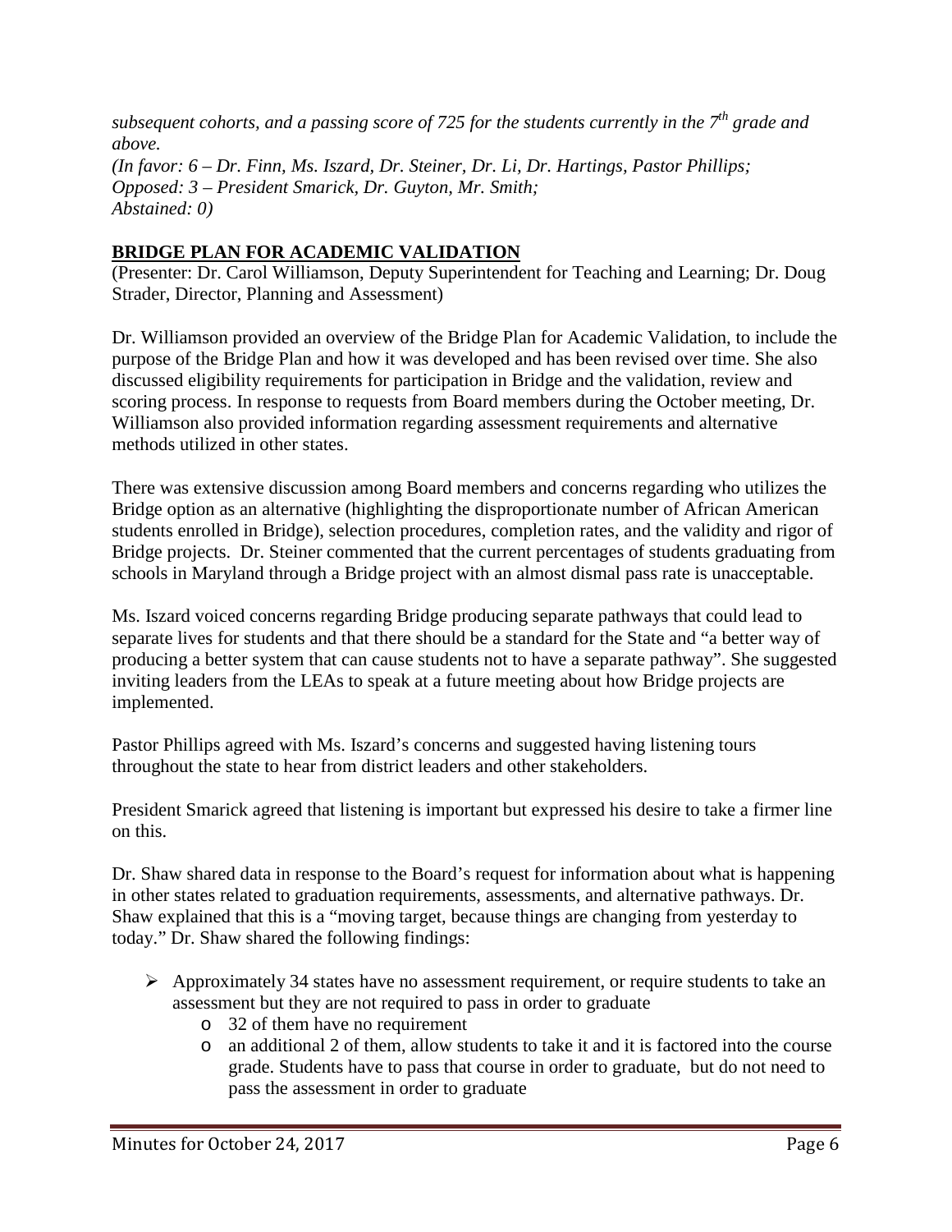*subsequent cohorts, and a passing score of 725 for the students currently in the 7th grade and above.*
*(In favor: 6 – Dr. Finn, Ms. Iszard, Dr. Steiner, Dr. Li, Dr. Hartings, Pastor Phillips; Opposed: 3 – President Smarick, Dr. Guyton, Mr. Smith; Abstained: 0)*

## BRIDGE PLAN FOR ACADEMIC VALIDATION

(Presenter: Dr. Carol Williamson, Deputy Superintendent for Teaching and Learning; Dr. Doug Strader, Director, Planning and Assessment)

Dr. Williamson provided an overview of the Bridge Plan for Academic Validation, to include the purpose of the Bridge Plan and how it was developed and has been revised over time. She also discussed eligibility requirements for participation in Bridge and the validation, review and scoring process. In response to requests from Board members during the October meeting, Dr. Williamson also provided information regarding assessment requirements and alternative methods utilized in other states.

There was extensive discussion among Board members and concerns regarding who utilizes the Bridge option as an alternative (highlighting the disproportionate number of African American students enrolled in Bridge), selection procedures, completion rates, and the validity and rigor of Bridge projects. Dr. Steiner commented that the current percentages of students graduating from schools in Maryland through a Bridge project with an almost dismal pass rate is unacceptable.

Ms. Iszard voiced concerns regarding Bridge producing separate pathways that could lead to separate lives for students and that there should be a standard for the State and "a better way of producing a better system that can cause students not to have a separate pathway". She suggested inviting leaders from the LEAs to speak at a future meeting about how Bridge projects are implemented.

Pastor Phillips agreed with Ms. Iszard's concerns and suggested having listening tours throughout the state to hear from district leaders and other stakeholders.

President Smarick agreed that listening is important but expressed his desire to take a firmer line on this.

Dr. Shaw shared data in response to the Board's request for information about what is happening in other states related to graduation requirements, assessments, and alternative pathways. Dr. Shaw explained that this is a "moving target, because things are changing from yesterday to today." Dr. Shaw shared the following findings:

- Approximately 34 states have no assessment requirement, or require students to take an assessment but they are not required to pass in order to graduate
  - 32 of them have no requirement
  - an additional 2 of them, allow students to take it and it is factored into the course grade. Students have to pass that course in order to graduate, but do not need to pass the assessment in order to graduate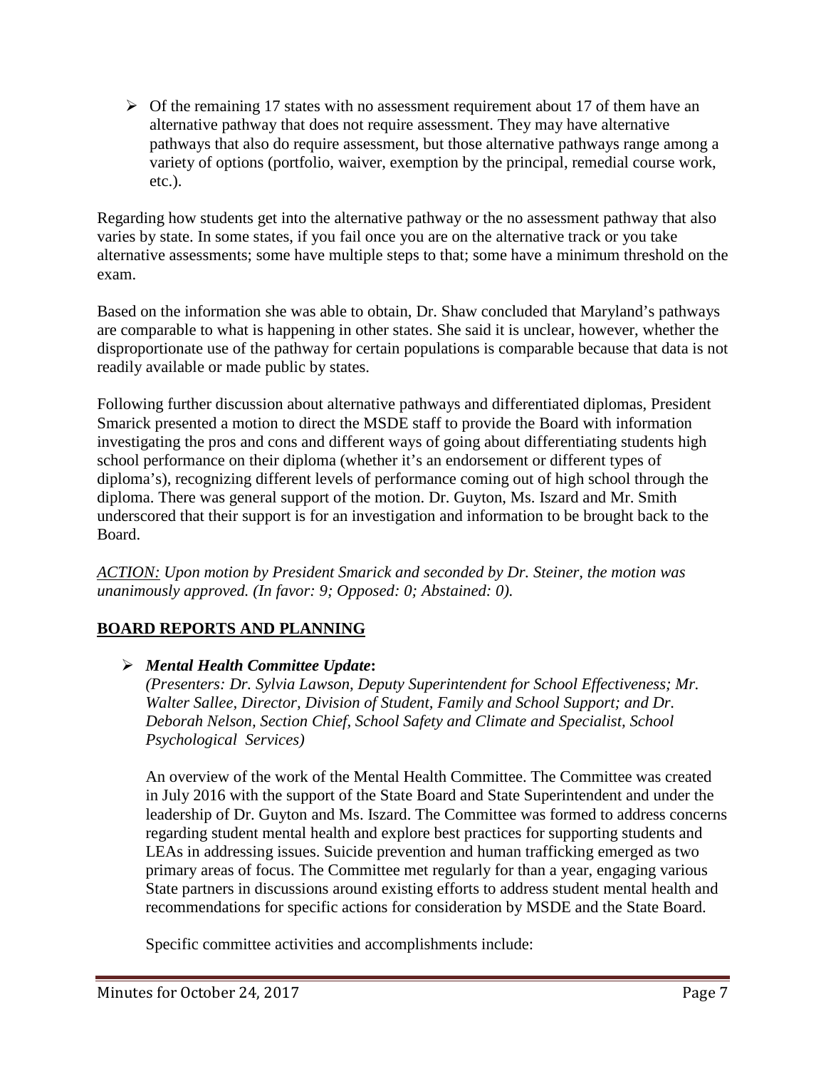- Of the remaining 17 states with no assessment requirement about 17 of them have an alternative pathway that does not require assessment. They may have alternative pathways that also do require assessment, but those alternative pathways range among a variety of options (portfolio, waiver, exemption by the principal, remedial course work, etc.).

Regarding how students get into the alternative pathway or the no assessment pathway that also varies by state. In some states, if you fail once you are on the alternative track or you take alternative assessments; some have multiple steps to that; some have a minimum threshold on the exam.

Based on the information she was able to obtain, Dr. Shaw concluded that Maryland's pathways are comparable to what is happening in other states. She said it is unclear, however, whether the disproportionate use of the pathway for certain populations is comparable because that data is not readily available or made public by states.

Following further discussion about alternative pathways and differentiated diplomas, President Smarick presented a motion to direct the MSDE staff to provide the Board with information investigating the pros and cons and different ways of going about differentiating students high school performance on their diploma (whether it's an endorsement or different types of diploma's), recognizing different levels of performance coming out of high school through the diploma. There was general support of the motion. Dr. Guyton, Ms. Iszard and Mr. Smith underscored that their support is for an investigation and information to be brought back to the Board.

*ACTION: Upon motion by President Smarick and seconded by Dr. Steiner, the motion was unanimously approved. (In favor: 9; Opposed: 0; Abstained: 0).*

## BOARD REPORTS AND PLANNING

- ***Mental Health Committee Update*:**

  *(Presenters: Dr. Sylvia Lawson, Deputy Superintendent for School Effectiveness; Mr. Walter Sallee, Director, Division of Student, Family and School Support; and Dr. Deborah Nelson, Section Chief, School Safety and Climate and Specialist, School Psychological Services)*

  An overview of the work of the Mental Health Committee. The Committee was created in July 2016 with the support of the State Board and State Superintendent and under the leadership of Dr. Guyton and Ms. Iszard. The Committee was formed to address concerns regarding student mental health and explore best practices for supporting students and LEAs in addressing issues. Suicide prevention and human trafficking emerged as two primary areas of focus. The Committee met regularly for than a year, engaging various State partners in discussions around existing efforts to address student mental health and recommendations for specific actions for consideration by MSDE and the State Board.

  Specific committee activities and accomplishments include: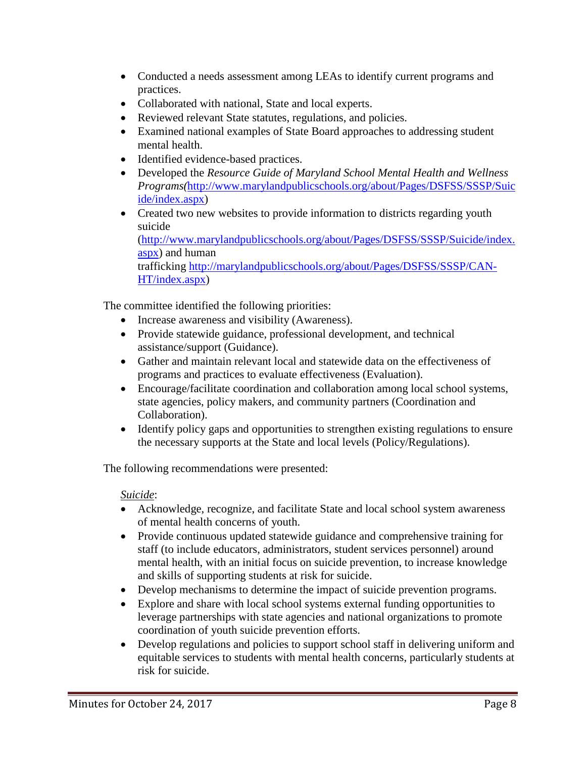- Conducted a needs assessment among LEAs to identify current programs and practices.
- Collaborated with national, State and local experts.
- Reviewed relevant State statutes, regulations, and policies.
- Examined national examples of State Board approaches to addressing student mental health.
- Identified evidence-based practices.
- Developed the *Resource Guide of Maryland School Mental Health and Wellness Programs(*[http://www.marylandpublicschools.org/about/Pages/DSFSS/SSSP/Suicide/index.aspx](http://www.marylandpublicschools.org/about/Pages/DSFSS/SSSP/Suicide/index.aspx))
- Created two new websites to provide information to districts regarding youth suicide ([http://www.marylandpublicschools.org/about/Pages/DSFSS/SSSP/Suicide/index.aspx](http://www.marylandpublicschools.org/about/Pages/DSFSS/SSSP/Suicide/index.aspx)) and human trafficking [http://marylandpublicschools.org/about/Pages/DSFSS/SSSP/CAN-HT/index.aspx](http://marylandpublicschools.org/about/Pages/DSFSS/SSSP/CAN-HT/index.aspx))

The committee identified the following priorities:

- Increase awareness and visibility (Awareness).
- Provide statewide guidance, professional development, and technical assistance/support (Guidance).
- Gather and maintain relevant local and statewide data on the effectiveness of programs and practices to evaluate effectiveness (Evaluation).
- Encourage/facilitate coordination and collaboration among local school systems, state agencies, policy makers, and community partners (Coordination and Collaboration).
- Identify policy gaps and opportunities to strengthen existing regulations to ensure the necessary supports at the State and local levels (Policy/Regulations).

The following recommendations were presented:

*Suicide*:

- Acknowledge, recognize, and facilitate State and local school system awareness of mental health concerns of youth.
- Provide continuous updated statewide guidance and comprehensive training for staff (to include educators, administrators, student services personnel) around mental health, with an initial focus on suicide prevention, to increase knowledge and skills of supporting students at risk for suicide.
- Develop mechanisms to determine the impact of suicide prevention programs.
- Explore and share with local school systems external funding opportunities to leverage partnerships with state agencies and national organizations to promote coordination of youth suicide prevention efforts.
- Develop regulations and policies to support school staff in delivering uniform and equitable services to students with mental health concerns, particularly students at risk for suicide.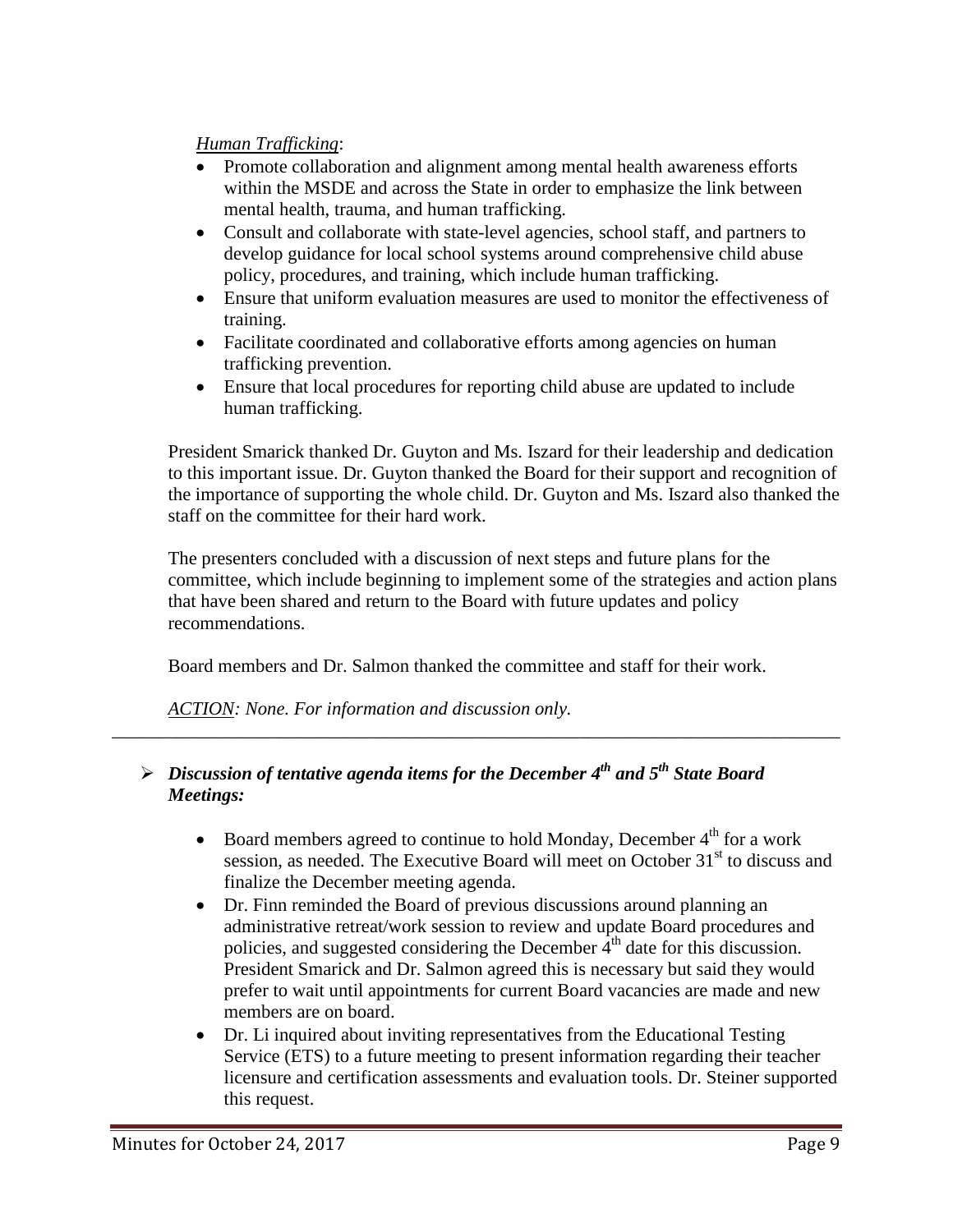*Human Trafficking*:

- Promote collaboration and alignment among mental health awareness efforts within the MSDE and across the State in order to emphasize the link between mental health, trauma, and human trafficking.
- Consult and collaborate with state-level agencies, school staff, and partners to develop guidance for local school systems around comprehensive child abuse policy, procedures, and training, which include human trafficking.
- Ensure that uniform evaluation measures are used to monitor the effectiveness of training.
- Facilitate coordinated and collaborative efforts among agencies on human trafficking prevention.
- Ensure that local procedures for reporting child abuse are updated to include human trafficking.

President Smarick thanked Dr. Guyton and Ms. Iszard for their leadership and dedication to this important issue. Dr. Guyton thanked the Board for their support and recognition of the importance of supporting the whole child. Dr. Guyton and Ms. Iszard also thanked the staff on the committee for their hard work.

The presenters concluded with a discussion of next steps and future plans for the committee, which include beginning to implement some of the strategies and action plans that have been shared and return to the Board with future updates and policy recommendations.

Board members and Dr. Salmon thanked the committee and staff for their work.

*ACTION: None. For information and discussion only.*

---

- ***Discussion of tentative agenda items for the December 4th and 5th State Board Meetings:***

  - Board members agreed to continue to hold Monday, December 4th for a work session, as needed. The Executive Board will meet on October 31st to discuss and finalize the December meeting agenda.
  - Dr. Finn reminded the Board of previous discussions around planning an administrative retreat/work session to review and update Board procedures and policies, and suggested considering the December 4th date for this discussion. President Smarick and Dr. Salmon agreed this is necessary but said they would prefer to wait until appointments for current Board vacancies are made and new members are on board.
  - Dr. Li inquired about inviting representatives from the Educational Testing Service (ETS) to a future meeting to present information regarding their teacher licensure and certification assessments and evaluation tools. Dr. Steiner supported this request.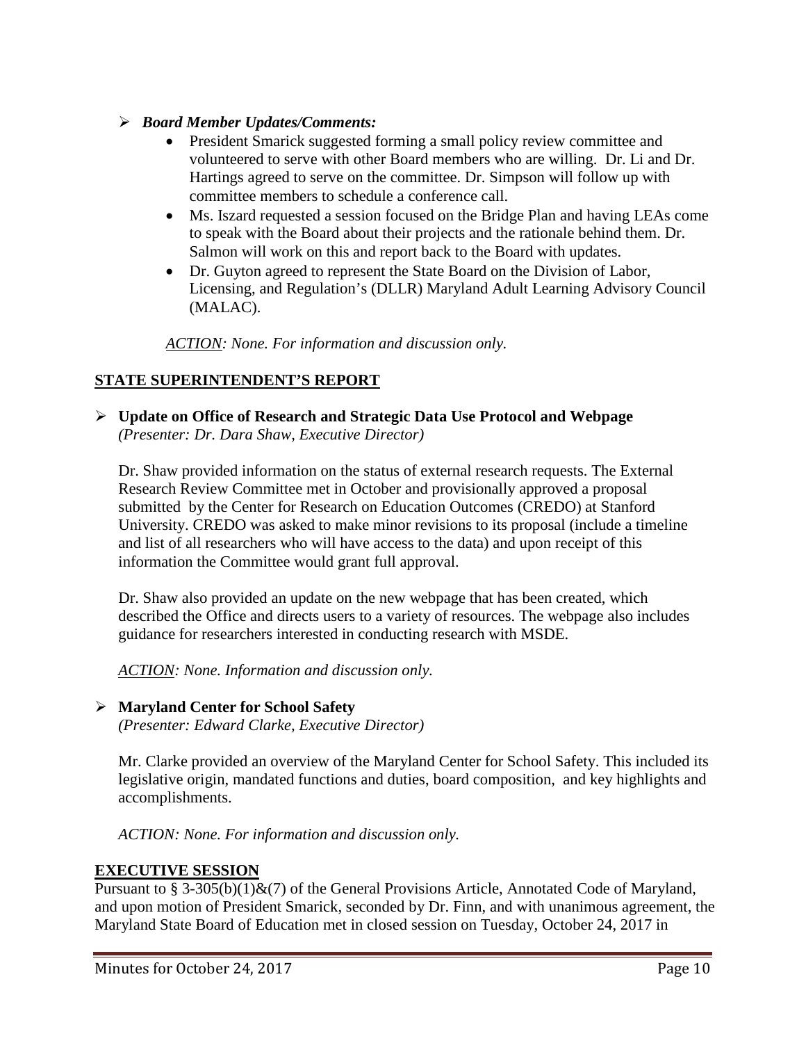- ***Board Member Updates/Comments:***
    - President Smarick suggested forming a small policy review committee and volunteered to serve with other Board members who are willing. Dr. Li and Dr. Hartings agreed to serve on the committee. Dr. Simpson will follow up with committee members to schedule a conference call.
    - Ms. Iszard requested a session focused on the Bridge Plan and having LEAs come to speak with the Board about their projects and the rationale behind them. Dr. Salmon will work on this and report back to the Board with updates.
    - Dr. Guyton agreed to represent the State Board on the Division of Labor, Licensing, and Regulation's (DLLR) Maryland Adult Learning Advisory Council (MALAC).

    *ACTION: None. For information and discussion only.*

## STATE SUPERINTENDENT'S REPORT

- **Update on Office of Research and Strategic Data Use Protocol and Webpage**
  *(Presenter: Dr. Dara Shaw, Executive Director)*

  Dr. Shaw provided information on the status of external research requests. The External Research Review Committee met in October and provisionally approved a proposal submitted by the Center for Research on Education Outcomes (CREDO) at Stanford University. CREDO was asked to make minor revisions to its proposal (include a timeline and list of all researchers who will have access to the data) and upon receipt of this information the Committee would grant full approval.

  Dr. Shaw also provided an update on the new webpage that has been created, which described the Office and directs users to a variety of resources. The webpage also includes guidance for researchers interested in conducting research with MSDE.

  *ACTION: None. Information and discussion only.*

- **Maryland Center for School Safety**
  *(Presenter: Edward Clarke, Executive Director)*

  Mr. Clarke provided an overview of the Maryland Center for School Safety. This included its legislative origin, mandated functions and duties, board composition, and key highlights and accomplishments.

  *ACTION: None. For information and discussion only.*

## EXECUTIVE SESSION

Pursuant to § 3-305(b)(1)&(7) of the General Provisions Article, Annotated Code of Maryland, and upon motion of President Smarick, seconded by Dr. Finn, and with unanimous agreement, the Maryland State Board of Education met in closed session on Tuesday, October 24, 2017 in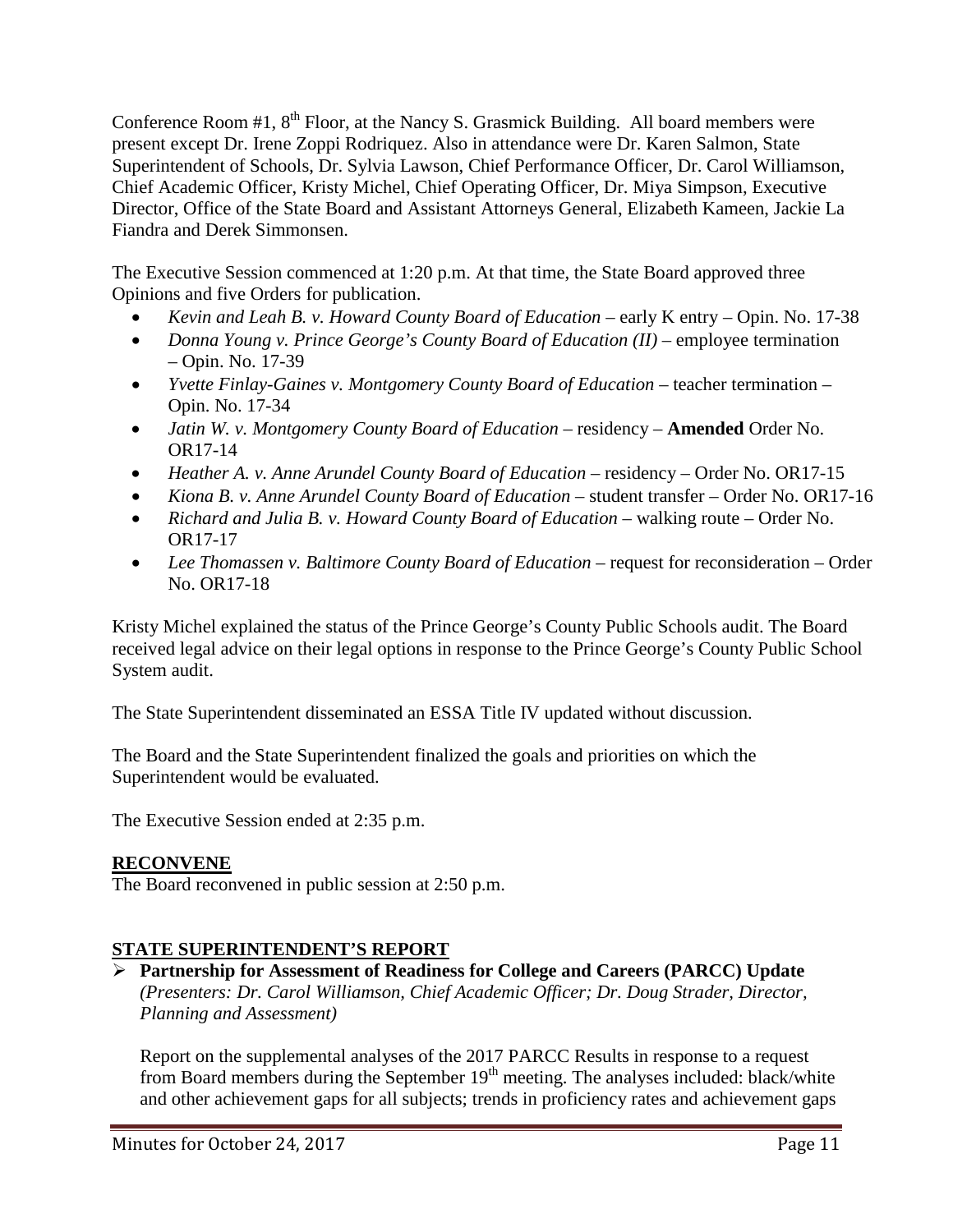Conference Room #1, 8th Floor, at the Nancy S. Grasmick Building. All board members were present except Dr. Irene Zoppi Rodriquez. Also in attendance were Dr. Karen Salmon, State Superintendent of Schools, Dr. Sylvia Lawson, Chief Performance Officer, Dr. Carol Williamson, Chief Academic Officer, Kristy Michel, Chief Operating Officer, Dr. Miya Simpson, Executive Director, Office of the State Board and Assistant Attorneys General, Elizabeth Kameen, Jackie La Fiandra and Derek Simmonsen.

The Executive Session commenced at 1:20 p.m. At that time, the State Board approved three Opinions and five Orders for publication.

- *Kevin and Leah B. v. Howard County Board of Education* – early K entry – Opin. No. 17-38
- *Donna Young v. Prince George's County Board of Education (II)* – employee termination – Opin. No. 17-39
- *Yvette Finlay-Gaines v. Montgomery County Board of Education* – teacher termination – Opin. No. 17-34
- *Jatin W. v. Montgomery County Board of Education* – residency – **Amended** Order No. OR17-14
- *Heather A. v. Anne Arundel County Board of Education* – residency – Order No. OR17-15
- *Kiona B. v. Anne Arundel County Board of Education* – student transfer – Order No. OR17-16
- *Richard and Julia B. v. Howard County Board of Education* – walking route – Order No. OR17-17
- *Lee Thomassen v. Baltimore County Board of Education* – request for reconsideration – Order No. OR17-18

Kristy Michel explained the status of the Prince George's County Public Schools audit. The Board received legal advice on their legal options in response to the Prince George's County Public School System audit.

The State Superintendent disseminated an ESSA Title IV updated without discussion.

The Board and the State Superintendent finalized the goals and priorities on which the Superintendent would be evaluated.

The Executive Session ended at 2:35 p.m.

## RECONVENE

The Board reconvened in public session at 2:50 p.m.

## STATE SUPERINTENDENT'S REPORT

- **Partnership for Assessment of Readiness for College and Careers (PARCC) Update** *(Presenters: Dr. Carol Williamson, Chief Academic Officer; Dr. Doug Strader, Director, Planning and Assessment)*

  Report on the supplemental analyses of the 2017 PARCC Results in response to a request from Board members during the September 19th meeting. The analyses included: black/white and other achievement gaps for all subjects; trends in proficiency rates and achievement gaps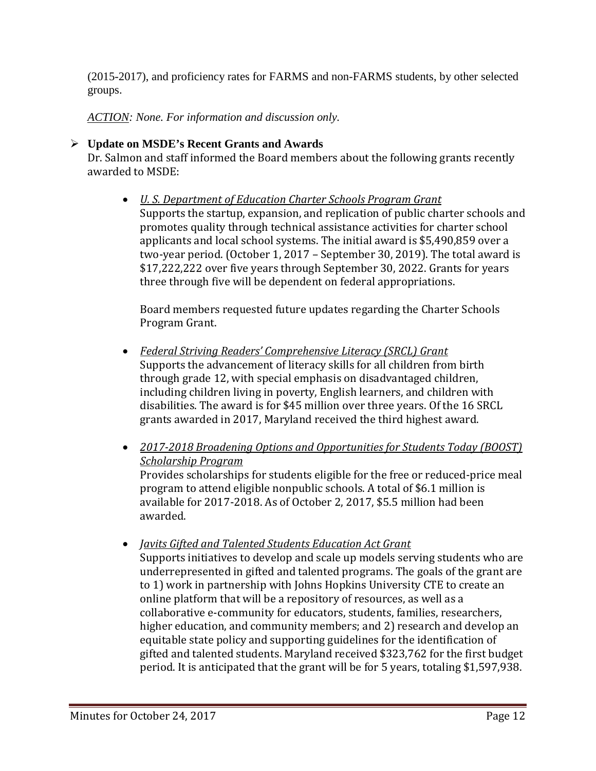(2015-2017), and proficiency rates for FARMS and non-FARMS students, by other selected groups.

*ACTION: None. For information and discussion only.*

- **Update on MSDE's Recent Grants and Awards**

  Dr. Salmon and staff informed the Board members about the following grants recently awarded to MSDE:

  - *U. S. Department of Education Charter Schools Program Grant*

    Supports the startup, expansion, and replication of public charter schools and promotes quality through technical assistance activities for charter school applicants and local school systems. The initial award is $5,490,859 over a two-year period. (October 1, 2017 – September 30, 2019). The total award is $17,222,222 over five years through September 30, 2022. Grants for years three through five will be dependent on federal appropriations.

    Board members requested future updates regarding the Charter Schools Program Grant.

  - *Federal Striving Readers' Comprehensive Literacy (SRCL) Grant*

    Supports the advancement of literacy skills for all children from birth through grade 12, with special emphasis on disadvantaged children, including children living in poverty, English learners, and children with disabilities. The award is for $45 million over three years. Of the 16 SRCL grants awarded in 2017, Maryland received the third highest award.

  - *2017-2018 Broadening Options and Opportunities for Students Today (BOOST) Scholarship Program*

    Provides scholarships for students eligible for the free or reduced-price meal program to attend eligible nonpublic schools. A total of $6.1 million is available for 2017-2018. As of October 2, 2017, $5.5 million had been awarded.

  - *Javits Gifted and Talented Students Education Act Grant*

    Supports initiatives to develop and scale up models serving students who are underrepresented in gifted and talented programs. The goals of the grant are to 1) work in partnership with Johns Hopkins University CTE to create an online platform that will be a repository of resources, as well as a collaborative e-community for educators, students, families, researchers, higher education, and community members; and 2) research and develop an equitable state policy and supporting guidelines for the identification of gifted and talented students. Maryland received $323,762 for the first budget period. It is anticipated that the grant will be for 5 years, totaling $1,597,938.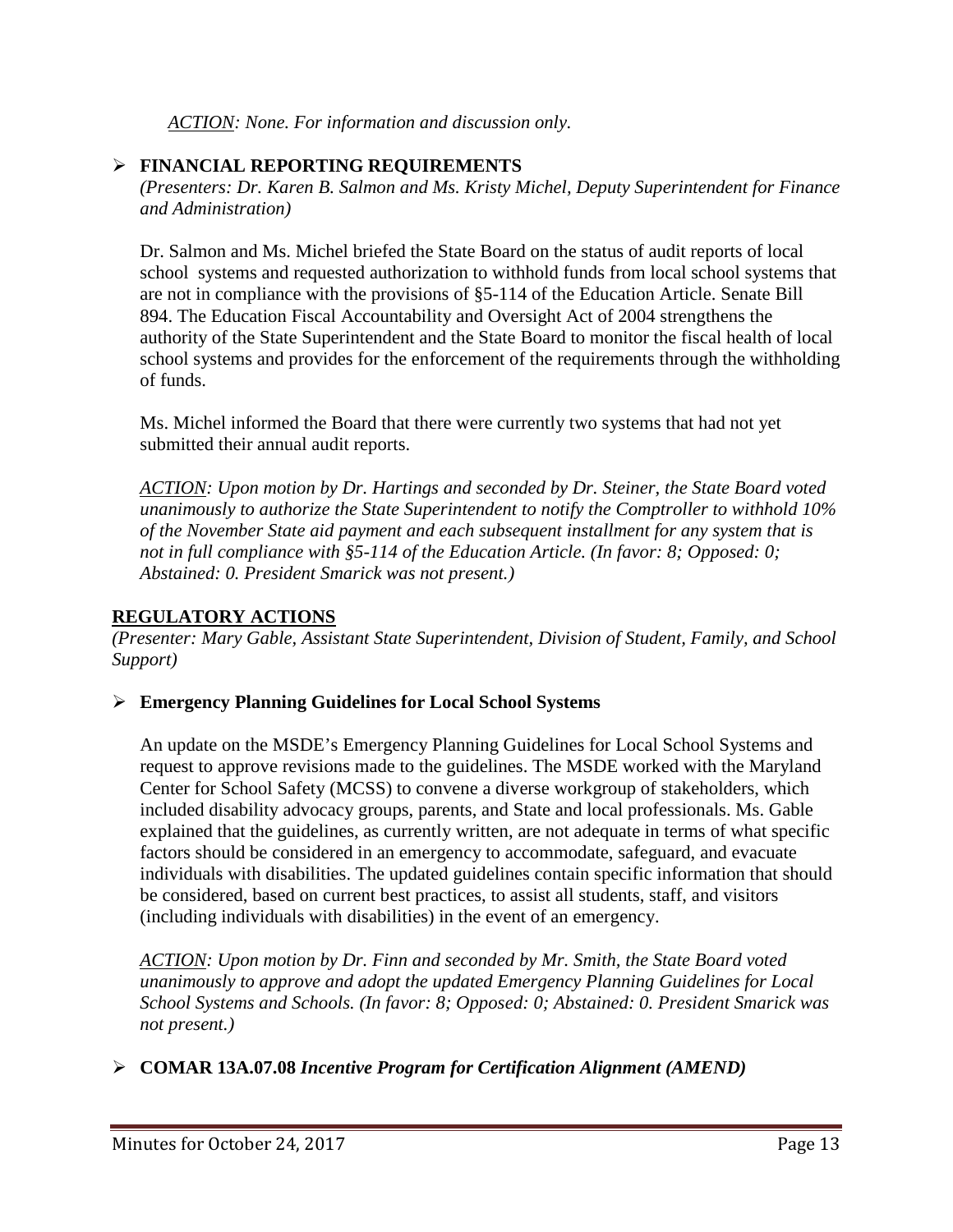*ACTION: None. For information and discussion only.*

- **FINANCIAL REPORTING REQUIREMENTS**

  *(Presenters: Dr. Karen B. Salmon and Ms. Kristy Michel, Deputy Superintendent for Finance and Administration)*

  Dr. Salmon and Ms. Michel briefed the State Board on the status of audit reports of local school systems and requested authorization to withhold funds from local school systems that are not in compliance with the provisions of §5-114 of the Education Article. Senate Bill 894. The Education Fiscal Accountability and Oversight Act of 2004 strengthens the authority of the State Superintendent and the State Board to monitor the fiscal health of local school systems and provides for the enforcement of the requirements through the withholding of funds.

  Ms. Michel informed the Board that there were currently two systems that had not yet submitted their annual audit reports.

  *ACTION: Upon motion by Dr. Hartings and seconded by Dr. Steiner, the State Board voted unanimously to authorize the State Superintendent to notify the Comptroller to withhold 10% of the November State aid payment and each subsequent installment for any system that is not in full compliance with §5-114 of the Education Article. (In favor: 8; Opposed: 0; Abstained: 0. President Smarick was not present.)*

## REGULATORY ACTIONS

*(Presenter: Mary Gable, Assistant State Superintendent, Division of Student, Family, and School Support)*

- **Emergency Planning Guidelines for Local School Systems**

  An update on the MSDE's Emergency Planning Guidelines for Local School Systems and request to approve revisions made to the guidelines. The MSDE worked with the Maryland Center for School Safety (MCSS) to convene a diverse workgroup of stakeholders, which included disability advocacy groups, parents, and State and local professionals. Ms. Gable explained that the guidelines, as currently written, are not adequate in terms of what specific factors should be considered in an emergency to accommodate, safeguard, and evacuate individuals with disabilities. The updated guidelines contain specific information that should be considered, based on current best practices, to assist all students, staff, and visitors (including individuals with disabilities) in the event of an emergency.

  *ACTION: Upon motion by Dr. Finn and seconded by Mr. Smith, the State Board voted unanimously to approve and adopt the updated Emergency Planning Guidelines for Local School Systems and Schools. (In favor: 8; Opposed: 0; Abstained: 0. President Smarick was not present.)*

- **COMAR 13A.07.08 *Incentive Program for Certification Alignment (AMEND)***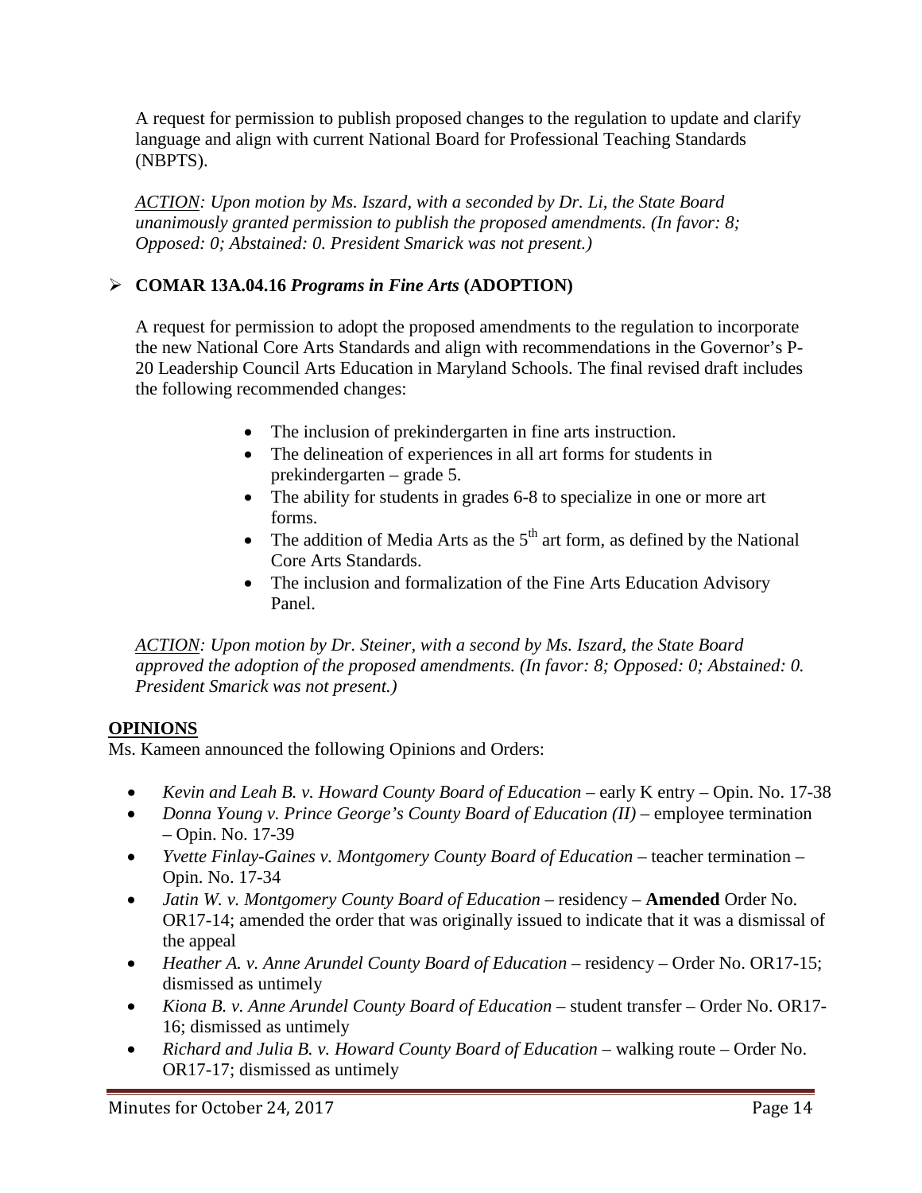A request for permission to publish proposed changes to the regulation to update and clarify language and align with current National Board for Professional Teaching Standards (NBPTS).

*ACTION: Upon motion by Ms. Iszard, with a seconded by Dr. Li, the State Board unanimously granted permission to publish the proposed amendments. (In favor: 8; Opposed: 0; Abstained: 0. President Smarick was not present.)*

- **COMAR 13A.04.16 *Programs in Fine Arts* (ADOPTION)**

A request for permission to adopt the proposed amendments to the regulation to incorporate the new National Core Arts Standards and align with recommendations in the Governor's P-20 Leadership Council Arts Education in Maryland Schools. The final revised draft includes the following recommended changes:

- The inclusion of prekindergarten in fine arts instruction.
- The delineation of experiences in all art forms for students in prekindergarten – grade 5.
- The ability for students in grades 6-8 to specialize in one or more art forms.
- The addition of Media Arts as the 5th art form, as defined by the National Core Arts Standards.
- The inclusion and formalization of the Fine Arts Education Advisory Panel.

*ACTION: Upon motion by Dr. Steiner, with a second by Ms. Iszard, the State Board approved the adoption of the proposed amendments. (In favor: 8; Opposed: 0; Abstained: 0. President Smarick was not present.)*

## OPINIONS

Ms. Kameen announced the following Opinions and Orders:

- *Kevin and Leah B. v. Howard County Board of Education* – early K entry – Opin. No. 17-38
- *Donna Young v. Prince George's County Board of Education (II)* – employee termination – Opin. No. 17-39
- *Yvette Finlay-Gaines v. Montgomery County Board of Education* – teacher termination – Opin. No. 17-34
- *Jatin W. v. Montgomery County Board of Education* – residency – **Amended** Order No. OR17-14; amended the order that was originally issued to indicate that it was a dismissal of the appeal
- *Heather A. v. Anne Arundel County Board of Education* – residency – Order No. OR17-15; dismissed as untimely
- *Kiona B. v. Anne Arundel County Board of Education* – student transfer – Order No. OR17-16; dismissed as untimely
- *Richard and Julia B. v. Howard County Board of Education* – walking route – Order No. OR17-17; dismissed as untimely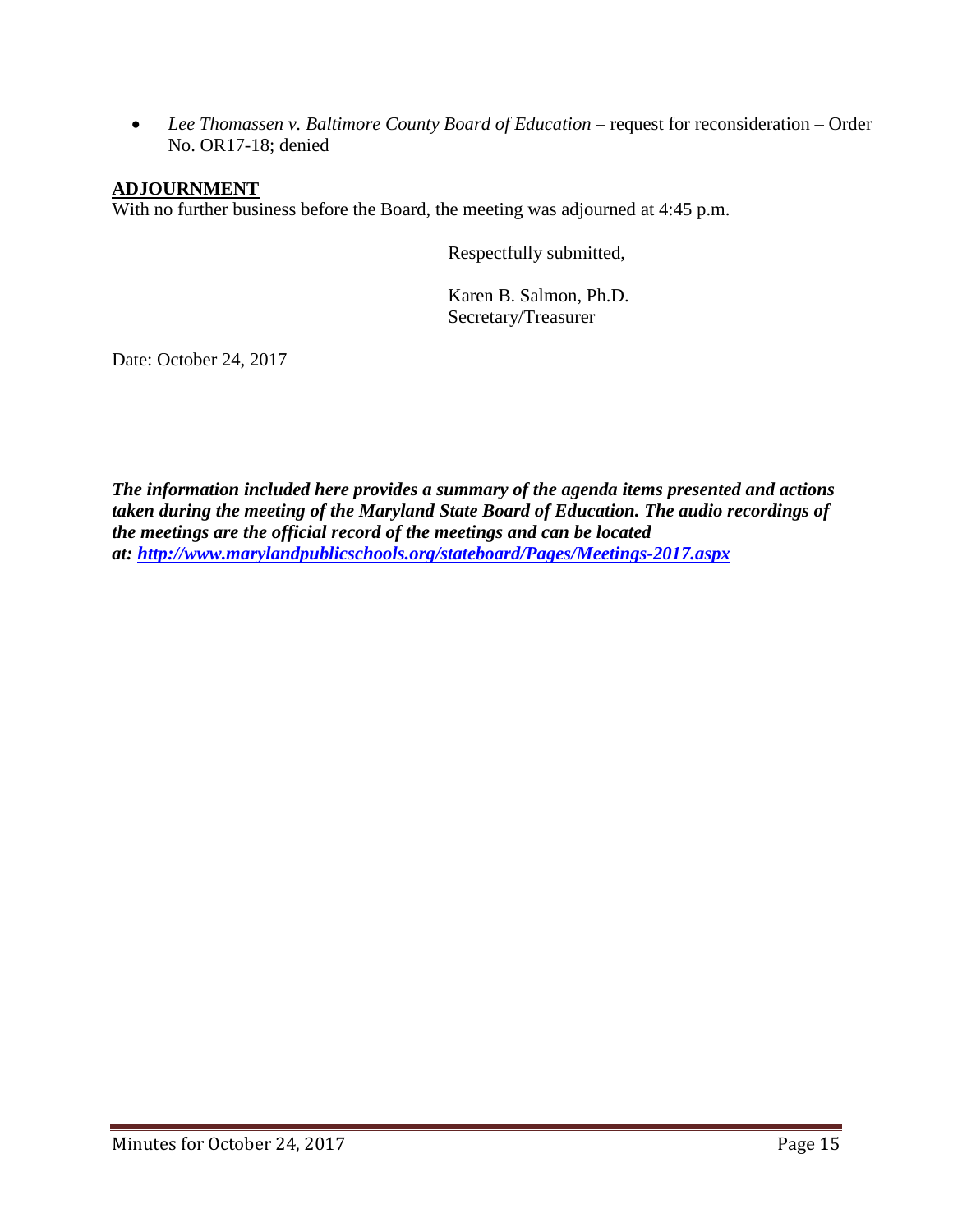- *Lee Thomassen v. Baltimore County Board of Education* – request for reconsideration – Order No. OR17-18; denied

**ADJOURNMENT**

With no further business before the Board, the meeting was adjourned at 4:45 p.m.

Respectfully submitted,

Karen B. Salmon, Ph.D.
Secretary/Treasurer

Date: October 24, 2017

***The information included here provides a summary of the agenda items presented and actions taken during the meeting of the Maryland State Board of Education. The audio recordings of the meetings are the official record of the meetings and can be located at: [http://www.marylandpublicschools.org/stateboard/Pages/Meetings-2017.aspx](http://www.marylandpublicschools.org/stateboard/Pages/Meetings-2017.aspx)***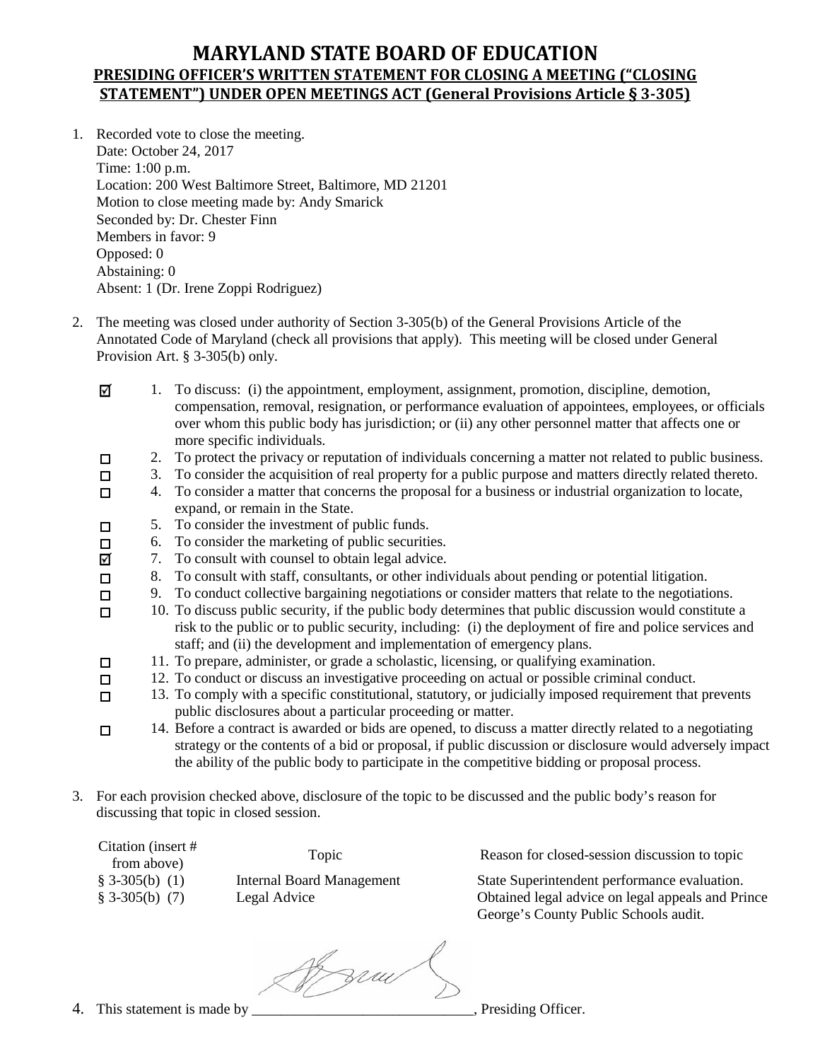# MARYLAND STATE BOARD OF EDUCATION

## PRESIDING OFFICER'S WRITTEN STATEMENT FOR CLOSING A MEETING ("CLOSING STATEMENT") UNDER OPEN MEETINGS ACT (General Provisions Article § 3-305)

1. Recorded vote to close the meeting.
   Date: October 24, 2017
   Time: 1:00 p.m.
   Location: 200 West Baltimore Street, Baltimore, MD 21201
   Motion to close meeting made by: Andy Smarick
   Seconded by: Dr. Chester Finn
   Members in favor: 9
   Opposed: 0
   Abstaining: 0
   Absent: 1 (Dr. Irene Zoppi Rodriguez)

2. The meeting was closed under authority of Section 3-305(b) of the General Provisions Article of the Annotated Code of Maryland (check all provisions that apply). This meeting will be closed under General Provision Art. § 3-305(b) only.

   - ☑ 1. To discuss: (i) the appointment, employment, assignment, promotion, discipline, demotion, compensation, removal, resignation, or performance evaluation of appointees, employees, or officials over whom this public body has jurisdiction; or (ii) any other personnel matter that affects one or more specific individuals.
   - ☐ 2. To protect the privacy or reputation of individuals concerning a matter not related to public business.
   - ☐ 3. To consider the acquisition of real property for a public purpose and matters directly related thereto.
   - ☐ 4. To consider a matter that concerns the proposal for a business or industrial organization to locate, expand, or remain in the State.
   - ☐ 5. To consider the investment of public funds.
   - ☐ 6. To consider the marketing of public securities.
   - ☑ 7. To consult with counsel to obtain legal advice.
   - ☐ 8. To consult with staff, consultants, or other individuals about pending or potential litigation.
   - ☐ 9. To conduct collective bargaining negotiations or consider matters that relate to the negotiations.
   - ☐ 10. To discuss public security, if the public body determines that public discussion would constitute a risk to the public or to public security, including: (i) the deployment of fire and police services and staff; and (ii) the development and implementation of emergency plans.
   - ☐ 11. To prepare, administer, or grade a scholastic, licensing, or qualifying examination.
   - ☐ 12. To conduct or discuss an investigative proceeding on actual or possible criminal conduct.
   - ☐ 13. To comply with a specific constitutional, statutory, or judicially imposed requirement that prevents public disclosures about a particular proceeding or matter.
   - ☐ 14. Before a contract is awarded or bids are opened, to discuss a matter directly related to a negotiating strategy or the contents of a bid or proposal, if public discussion or disclosure would adversely impact the ability of the public body to participate in the competitive bidding or proposal process.

3. For each provision checked above, disclosure of the topic to be discussed and the public body's reason for discussing that topic in closed session.

| Citation (insert # from above) | Topic | Reason for closed-session discussion to topic |
|---|---|---|
| § 3-305(b) (1) | Internal Board Management | State Superintendent performance evaluation. |
| § 3-305(b) (7) | Legal Advice | Obtained legal advice on legal appeals and Prince George's County Public Schools audit. |

4. This statement is made by ______________________________, Presiding Officer.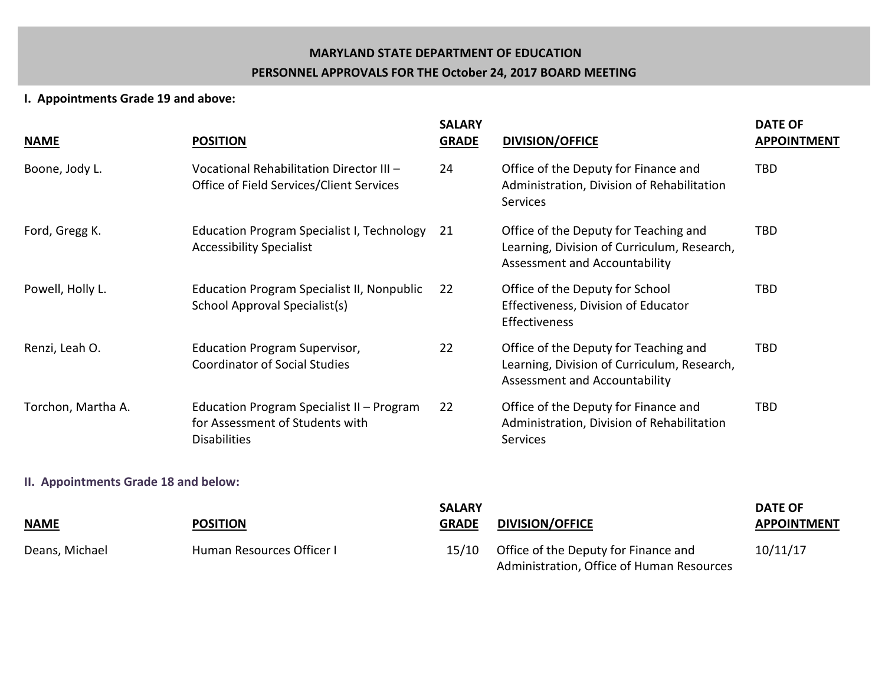# MARYLAND STATE DEPARTMENT OF EDUCATION
## PERSONNEL APPROVALS FOR THE October 24, 2017 BOARD MEETING

### I. Appointments Grade 19 and above:

| NAME | POSITION | SALARY GRADE | DIVISION/OFFICE | DATE OF APPOINTMENT |
|---|---|---|---|---|
| Boone, Jody L. | Vocational Rehabilitation Director III – Office of Field Services/Client Services | 24 | Office of the Deputy for Finance and Administration, Division of Rehabilitation Services | TBD |
| Ford, Gregg K. | Education Program Specialist I, Technology Accessibility Specialist | 21 | Office of the Deputy for Teaching and Learning, Division of Curriculum, Research, Assessment and Accountability | TBD |
| Powell, Holly L. | Education Program Specialist II, Nonpublic School Approval Specialist(s) | 22 | Office of the Deputy for School Effectiveness, Division of Educator Effectiveness | TBD |
| Renzi, Leah O. | Education Program Supervisor, Coordinator of Social Studies | 22 | Office of the Deputy for Teaching and Learning, Division of Curriculum, Research, Assessment and Accountability | TBD |
| Torchon, Martha A. | Education Program Specialist II – Program for Assessment of Students with Disabilities | 22 | Office of the Deputy for Finance and Administration, Division of Rehabilitation Services | TBD |

### II. Appointments Grade 18 and below:

| NAME | POSITION | SALARY GRADE | DIVISION/OFFICE | DATE OF APPOINTMENT |
|---|---|---|---|---|
| Deans, Michael | Human Resources Officer I | 15/10 | Office of the Deputy for Finance and Administration, Office of Human Resources | 10/11/17 |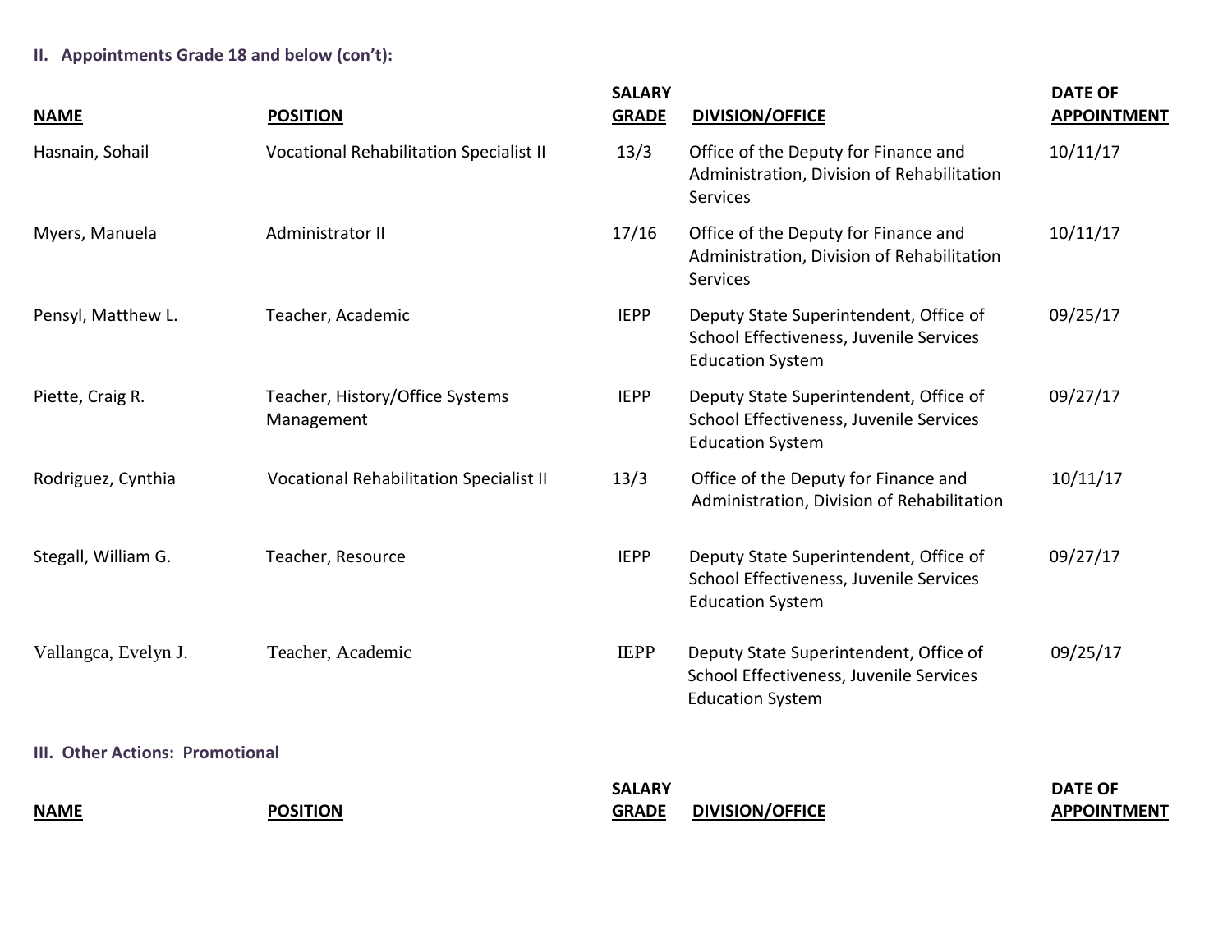### II. Appointments Grade 18 and below (con't):

| NAME | POSITION | SALARY GRADE | DIVISION/OFFICE | DATE OF APPOINTMENT |
|---|---|---|---|---|
| Hasnain, Sohail | Vocational Rehabilitation Specialist II | 13/3 | Office of the Deputy for Finance and Administration, Division of Rehabilitation Services | 10/11/17 |
| Myers, Manuela | Administrator II | 17/16 | Office of the Deputy for Finance and Administration, Division of Rehabilitation Services | 10/11/17 |
| Pensyl, Matthew L. | Teacher, Academic | IEPP | Deputy State Superintendent, Office of School Effectiveness, Juvenile Services Education System | 09/25/17 |
| Piette, Craig R. | Teacher, History/Office Systems Management | IEPP | Deputy State Superintendent, Office of School Effectiveness, Juvenile Services Education System | 09/27/17 |
| Rodriguez, Cynthia | Vocational Rehabilitation Specialist II | 13/3 | Office of the Deputy for Finance and Administration, Division of Rehabilitation | 10/11/17 |
| Stegall, William G. | Teacher, Resource | IEPP | Deputy State Superintendent, Office of School Effectiveness, Juvenile Services Education System | 09/27/17 |
| Vallangca, Evelyn J. | Teacher, Academic | IEPP | Deputy State Superintendent, Office of School Effectiveness, Juvenile Services Education System | 09/25/17 |

### III. Other Actions: Promotional

| NAME | POSITION | SALARY GRADE | DIVISION/OFFICE | DATE OF APPOINTMENT |
|---|---|---|---|---|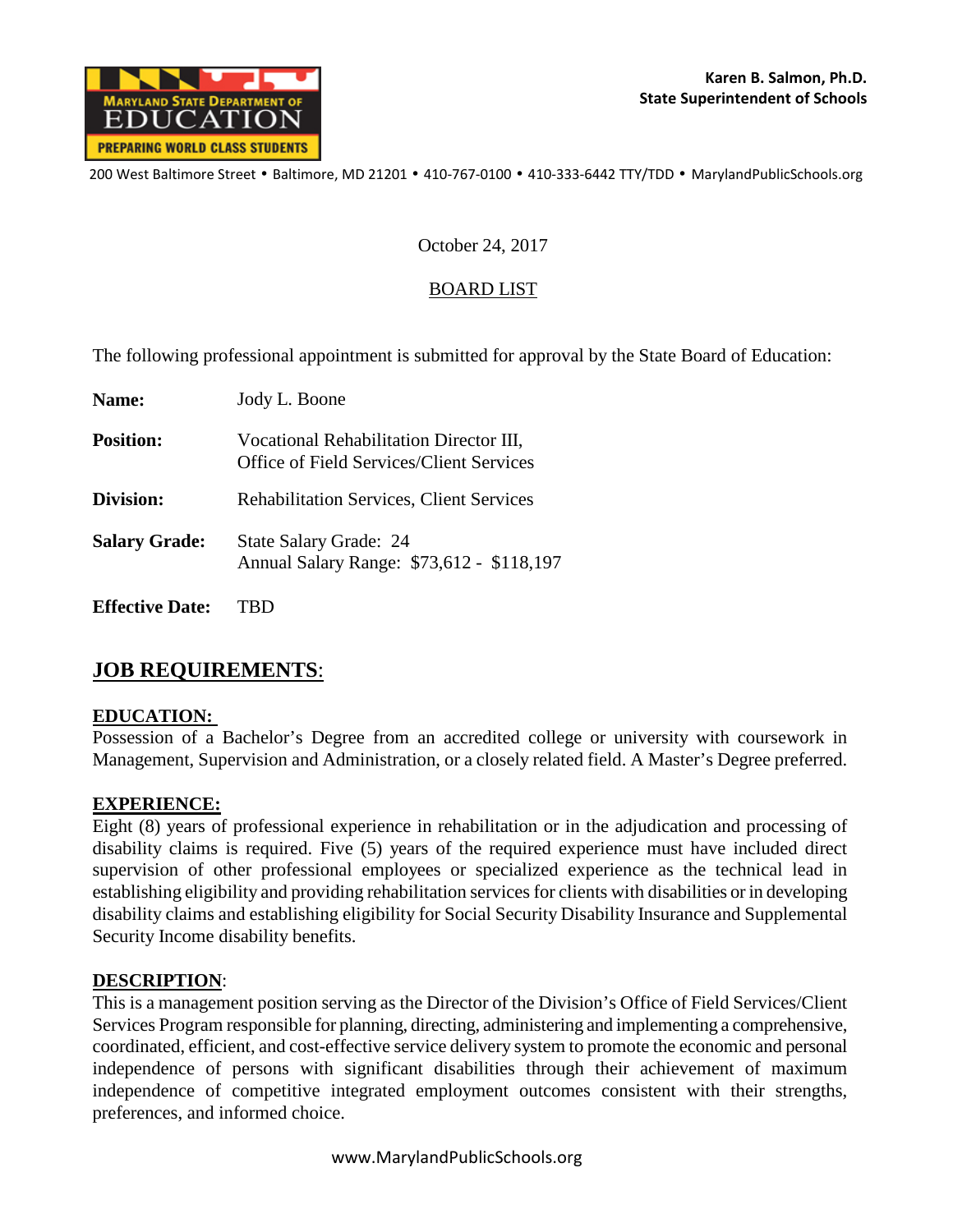**Karen B. Salmon, Ph.D.**
**State Superintendent of Schools**

200 West Baltimore Street • Baltimore, MD 21201 • 410-767-0100 • 410-333-6442 TTY/TDD • MarylandPublicSchools.org

October 24, 2017

BOARD LIST

The following professional appointment is submitted for approval by the State Board of Education:

**Name:** Jody L. Boone

**Position:** Vocational Rehabilitation Director III, Office of Field Services/Client Services

**Division:** Rehabilitation Services, Client Services

**Salary Grade:** State Salary Grade: 24
Annual Salary Range: $73,612 - $118,197

**Effective Date:** TBD

## JOB REQUIREMENTS:

### EDUCATION:

Possession of a Bachelor's Degree from an accredited college or university with coursework in Management, Supervision and Administration, or a closely related field. A Master's Degree preferred.

### EXPERIENCE:

Eight (8) years of professional experience in rehabilitation or in the adjudication and processing of disability claims is required. Five (5) years of the required experience must have included direct supervision of other professional employees or specialized experience as the technical lead in establishing eligibility and providing rehabilitation services for clients with disabilities or in developing disability claims and establishing eligibility for Social Security Disability Insurance and Supplemental Security Income disability benefits.

### DESCRIPTION:

This is a management position serving as the Director of the Division's Office of Field Services/Client Services Program responsible for planning, directing, administering and implementing a comprehensive, coordinated, efficient, and cost-effective service delivery system to promote the economic and personal independence of persons with significant disabilities through their achievement of maximum independence of competitive integrated employment outcomes consistent with their strengths, preferences, and informed choice.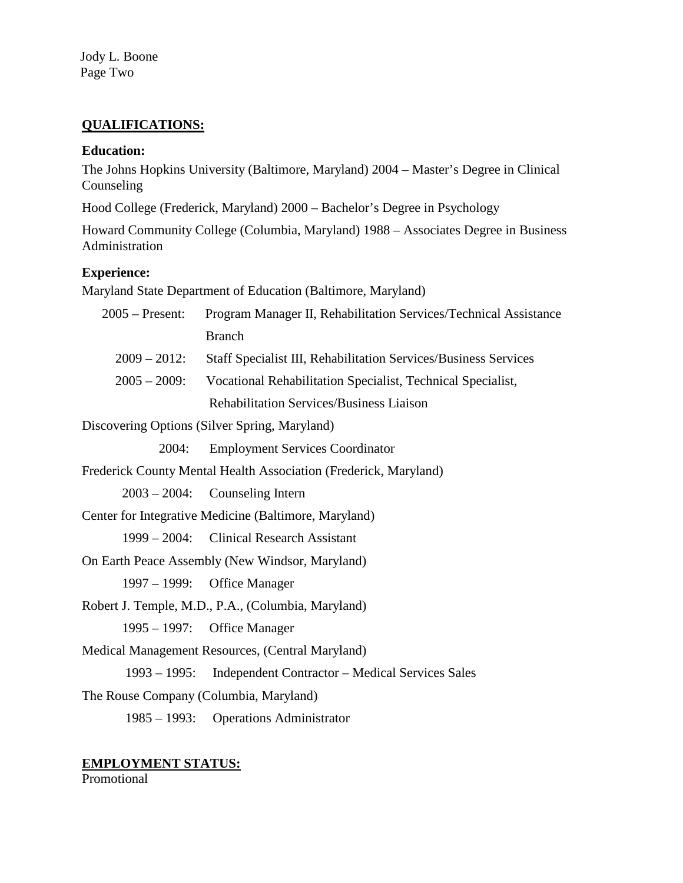## QUALIFICATIONS:

**Education:**

The Johns Hopkins University (Baltimore, Maryland) 2004 – Master's Degree in Clinical Counseling

Hood College (Frederick, Maryland) 2000 – Bachelor's Degree in Psychology

Howard Community College (Columbia, Maryland) 1988 – Associates Degree in Business Administration

**Experience:**

Maryland State Department of Education (Baltimore, Maryland)

- 2005 – Present: Program Manager II, Rehabilitation Services/Technical Assistance Branch
- 2009 – 2012: Staff Specialist III, Rehabilitation Services/Business Services
- 2005 – 2009: Vocational Rehabilitation Specialist, Technical Specialist, Rehabilitation Services/Business Liaison

Discovering Options (Silver Spring, Maryland)

- 2004: Employment Services Coordinator

Frederick County Mental Health Association (Frederick, Maryland)

- 2003 – 2004: Counseling Intern

Center for Integrative Medicine (Baltimore, Maryland)

- 1999 – 2004: Clinical Research Assistant

On Earth Peace Assembly (New Windsor, Maryland)

- 1997 – 1999: Office Manager

Robert J. Temple, M.D., P.A., (Columbia, Maryland)

- 1995 – 1997: Office Manager

Medical Management Resources, (Central Maryland)

- 1993 – 1995: Independent Contractor – Medical Services Sales

The Rouse Company (Columbia, Maryland)

- 1985 – 1993: Operations Administrator

## EMPLOYMENT STATUS:

Promotional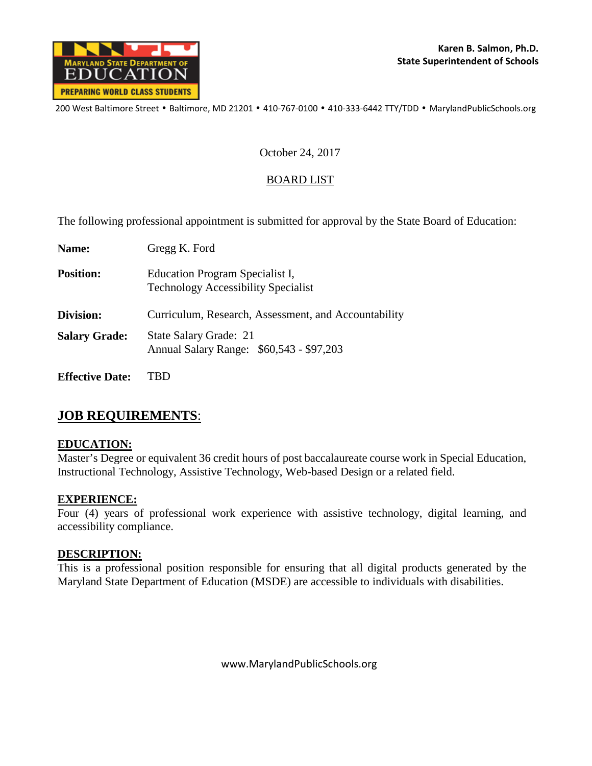**Karen B. Salmon, Ph.D.**
**State Superintendent of Schools**

MARYLAND STATE DEPARTMENT OF EDUCATION
PREPARING WORLD CLASS STUDENTS

200 West Baltimore Street • Baltimore, MD 21201 • 410-767-0100 • 410-333-6442 TTY/TDD • MarylandPublicSchools.org

October 24, 2017

BOARD LIST

The following professional appointment is submitted for approval by the State Board of Education:

**Name:** Gregg K. Ford

**Position:** Education Program Specialist I,
Technology Accessibility Specialist

**Division:** Curriculum, Research, Assessment, and Accountability

**Salary Grade:** State Salary Grade: 21
Annual Salary Range: $60,543 - $97,203

**Effective Date:** TBD

## JOB REQUIREMENTS:

### EDUCATION:

Master's Degree or equivalent 36 credit hours of post baccalaureate course work in Special Education, Instructional Technology, Assistive Technology, Web-based Design or a related field.

### EXPERIENCE:

Four (4) years of professional work experience with assistive technology, digital learning, and accessibility compliance.

### DESCRIPTION:

This is a professional position responsible for ensuring that all digital products generated by the Maryland State Department of Education (MSDE) are accessible to individuals with disabilities.

www.MarylandPublicSchools.org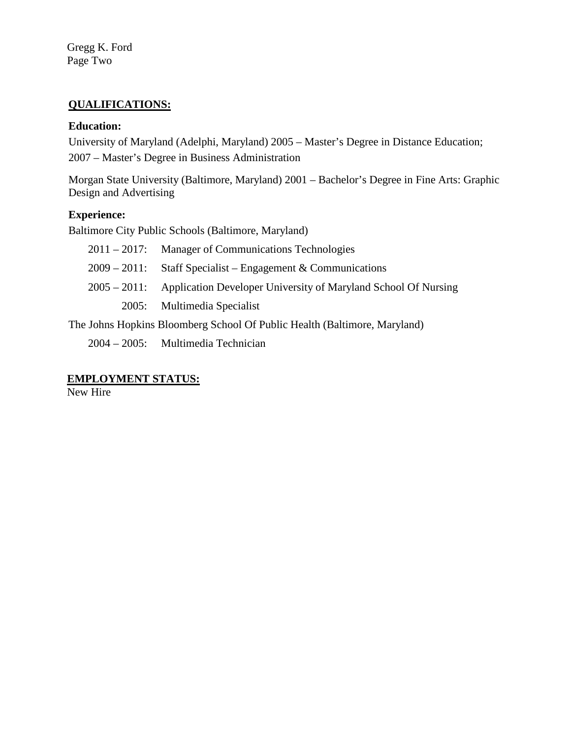## QUALIFICATIONS:

**Education:**

University of Maryland (Adelphi, Maryland) 2005 – Master's Degree in Distance Education; 2007 – Master's Degree in Business Administration

Morgan State University (Baltimore, Maryland) 2001 – Bachelor's Degree in Fine Arts: Graphic Design and Advertising

**Experience:**

Baltimore City Public Schools (Baltimore, Maryland)

- 2011 – 2017: Manager of Communications Technologies
- 2009 – 2011: Staff Specialist – Engagement & Communications
- 2005 – 2011: Application Developer University of Maryland School Of Nursing
- 2005: Multimedia Specialist

The Johns Hopkins Bloomberg School Of Public Health (Baltimore, Maryland)

- 2004 – 2005: Multimedia Technician

## EMPLOYMENT STATUS:

New Hire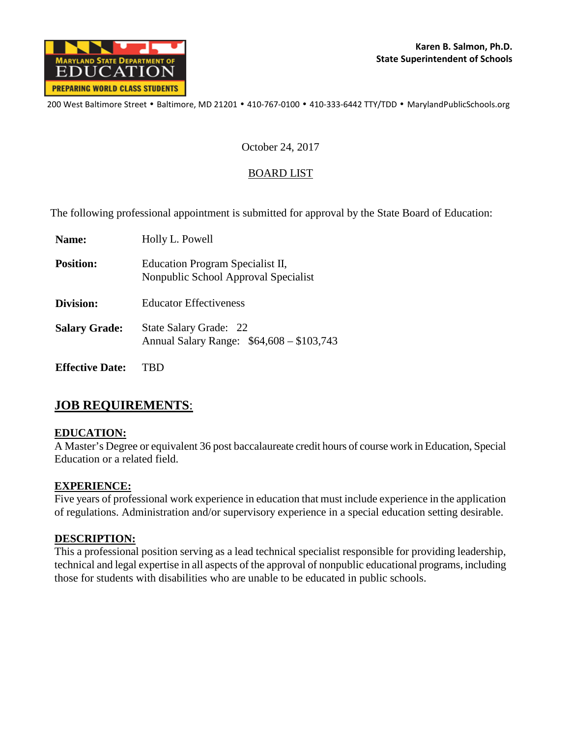Maryland State Department of Education
Preparing World Class Students

**Karen B. Salmon, Ph.D.**
**State Superintendent of Schools**

200 West Baltimore Street • Baltimore, MD 21201 • 410-767-0100 • 410-333-6442 TTY/TDD • MarylandPublicSchools.org

October 24, 2017

BOARD LIST

The following professional appointment is submitted for approval by the State Board of Education:

**Name:** Holly L. Powell

**Position:** Education Program Specialist II, Nonpublic School Approval Specialist

**Division:** Educator Effectiveness

**Salary Grade:** State Salary Grade: 22
Annual Salary Range: $64,608 – $103,743

**Effective Date:** TBD

## JOB REQUIREMENTS:

**EDUCATION:**
A Master's Degree or equivalent 36 post baccalaureate credit hours of course work in Education, Special Education or a related field.

**EXPERIENCE:**
Five years of professional work experience in education that must include experience in the application of regulations. Administration and/or supervisory experience in a special education setting desirable.

**DESCRIPTION:**
This a professional position serving as a lead technical specialist responsible for providing leadership, technical and legal expertise in all aspects of the approval of nonpublic educational programs, including those for students with disabilities who are unable to be educated in public schools.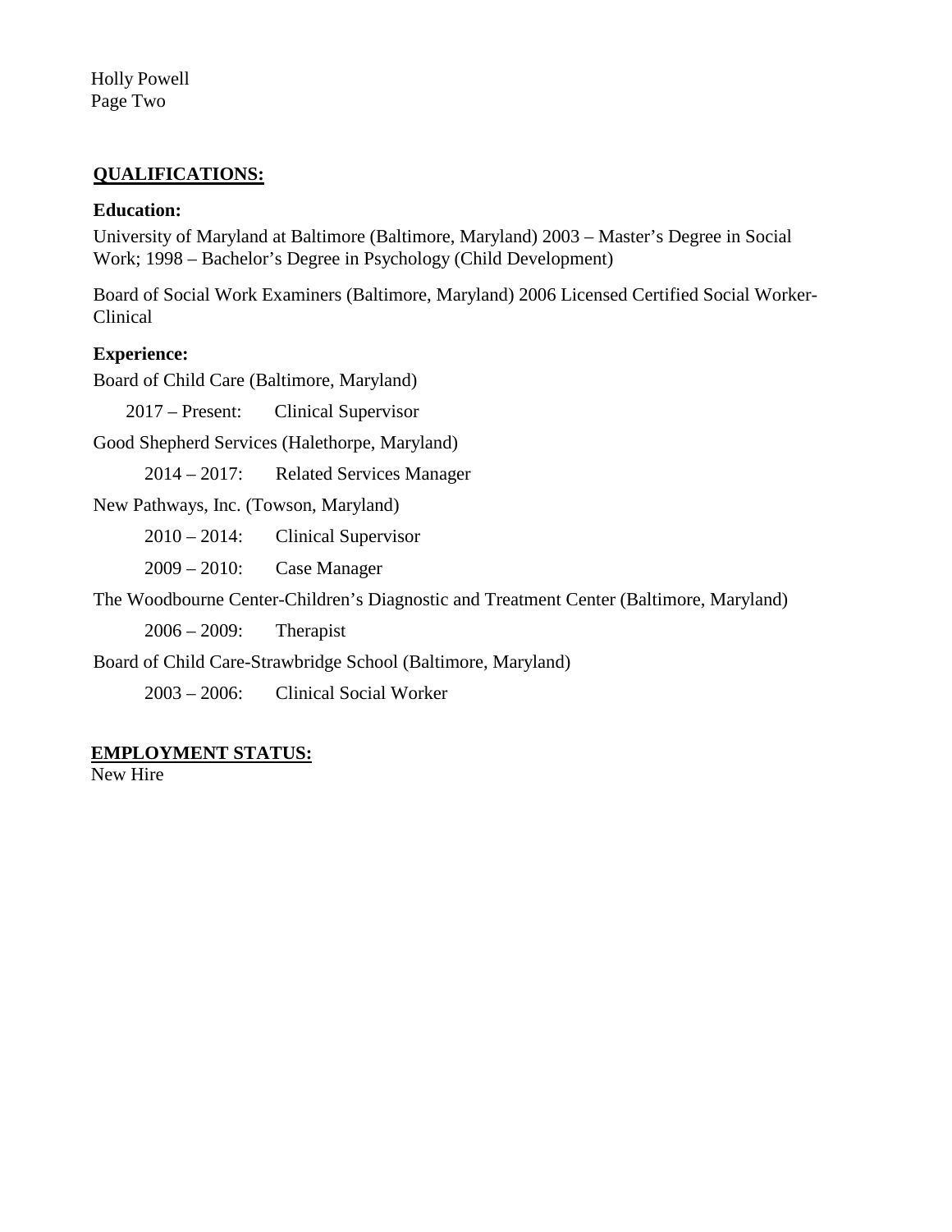Holly Powell
Page Two

## QUALIFICATIONS:

**Education:**

University of Maryland at Baltimore (Baltimore, Maryland) 2003 – Master's Degree in Social Work; 1998 – Bachelor's Degree in Psychology (Child Development)

Board of Social Work Examiners (Baltimore, Maryland) 2006 Licensed Certified Social Worker-Clinical

**Experience:**

Board of Child Care (Baltimore, Maryland)

2017 – Present: Clinical Supervisor

Good Shepherd Services (Halethorpe, Maryland)

2014 – 2017: Related Services Manager

New Pathways, Inc. (Towson, Maryland)

2010 – 2014: Clinical Supervisor

2009 – 2010: Case Manager

The Woodbourne Center-Children's Diagnostic and Treatment Center (Baltimore, Maryland)

2006 – 2009: Therapist

Board of Child Care-Strawbridge School (Baltimore, Maryland)

2003 – 2006: Clinical Social Worker

## EMPLOYMENT STATUS:

New Hire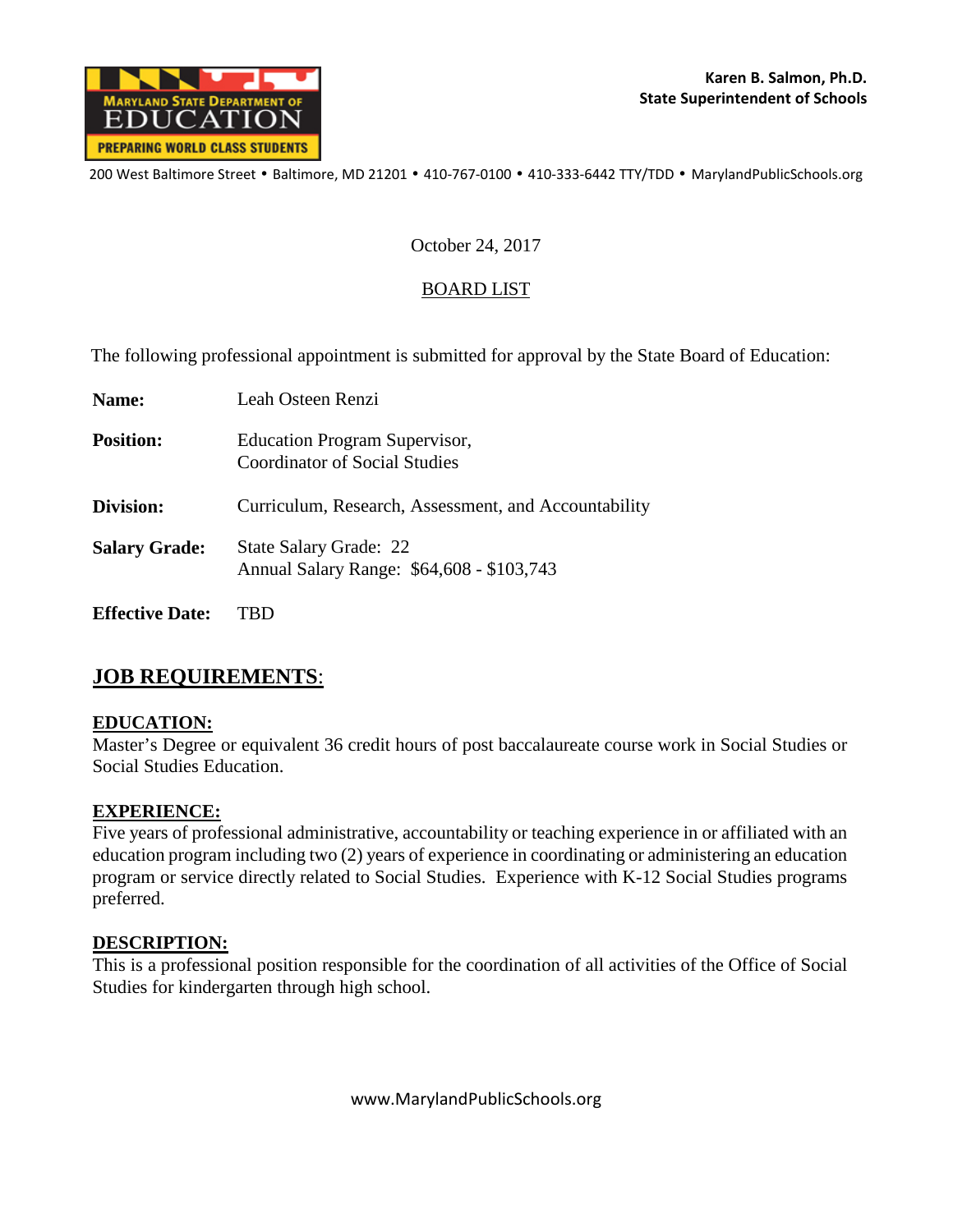Karen B. Salmon, Ph.D.
State Superintendent of Schools

200 West Baltimore Street • Baltimore, MD 21201 • 410-767-0100 • 410-333-6442 TTY/TDD • MarylandPublicSchools.org

October 24, 2017

BOARD LIST

The following professional appointment is submitted for approval by the State Board of Education:

**Name:** Leah Osteen Renzi

**Position:** Education Program Supervisor,
Coordinator of Social Studies

**Division:** Curriculum, Research, Assessment, and Accountability

**Salary Grade:** State Salary Grade: 22
Annual Salary Range: $64,608 - $103,743

**Effective Date:** TBD

## JOB REQUIREMENTS:

### EDUCATION:

Master's Degree or equivalent 36 credit hours of post baccalaureate course work in Social Studies or Social Studies Education.

### EXPERIENCE:

Five years of professional administrative, accountability or teaching experience in or affiliated with an education program including two (2) years of experience in coordinating or administering an education program or service directly related to Social Studies. Experience with K-12 Social Studies programs preferred.

### DESCRIPTION:

This is a professional position responsible for the coordination of all activities of the Office of Social Studies for kindergarten through high school.

www.MarylandPublicSchools.org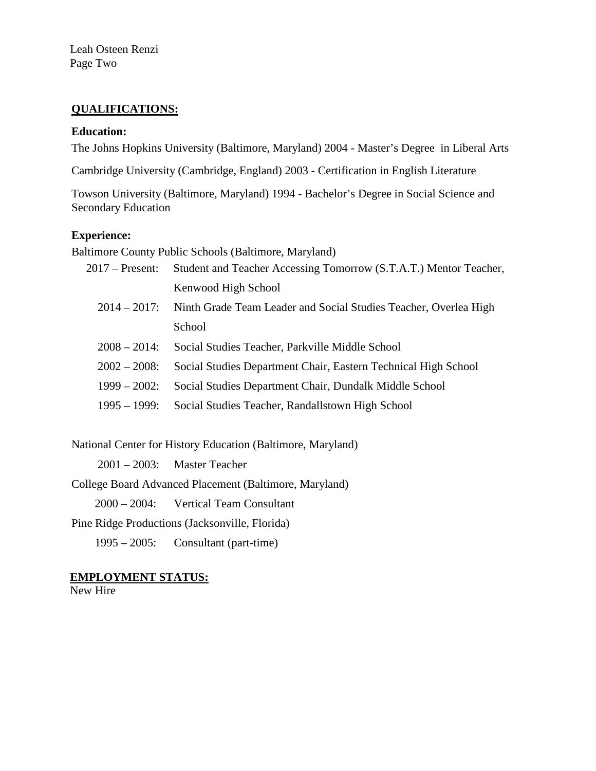## QUALIFICATIONS:

**Education:**

The Johns Hopkins University (Baltimore, Maryland) 2004 - Master's Degree in Liberal Arts

Cambridge University (Cambridge, England) 2003 - Certification in English Literature

Towson University (Baltimore, Maryland) 1994 - Bachelor's Degree in Social Science and Secondary Education

**Experience:**

Baltimore County Public Schools (Baltimore, Maryland)

2017 – Present: Student and Teacher Accessing Tomorrow (S.T.A.T.) Mentor Teacher, Kenwood High School

2014 – 2017: Ninth Grade Team Leader and Social Studies Teacher, Overlea High School

2008 – 2014: Social Studies Teacher, Parkville Middle School

2002 – 2008: Social Studies Department Chair, Eastern Technical High School

1999 – 2002: Social Studies Department Chair, Dundalk Middle School

1995 – 1999: Social Studies Teacher, Randallstown High School

National Center for History Education (Baltimore, Maryland)

2001 – 2003: Master Teacher

College Board Advanced Placement (Baltimore, Maryland)

2000 – 2004: Vertical Team Consultant

Pine Ridge Productions (Jacksonville, Florida)

1995 – 2005: Consultant (part-time)

## EMPLOYMENT STATUS:

New Hire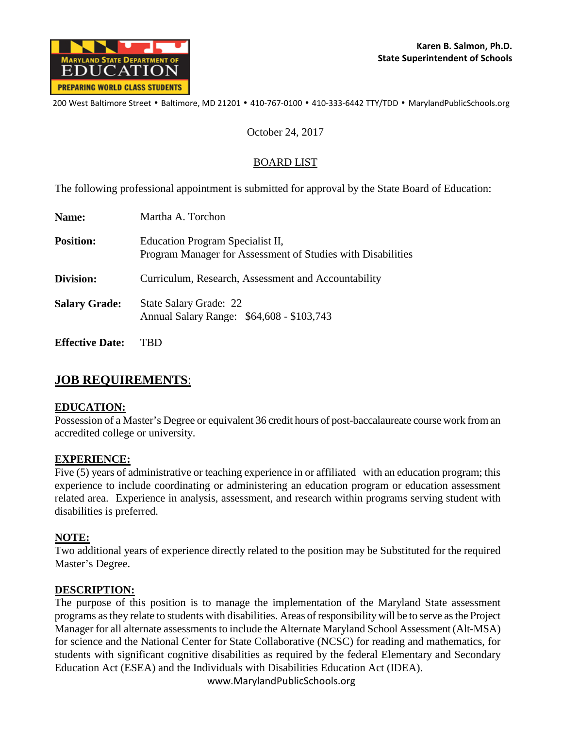Karen B. Salmon, Ph.D.
State Superintendent of Schools

200 West Baltimore Street • Baltimore, MD 21201 • 410-767-0100 • 410-333-6442 TTY/TDD • MarylandPublicSchools.org

October 24, 2017

BOARD LIST

The following professional appointment is submitted for approval by the State Board of Education:

**Name:** Martha A. Torchon

**Position:** Education Program Specialist II,
Program Manager for Assessment of Studies with Disabilities

**Division:** Curriculum, Research, Assessment and Accountability

**Salary Grade:** State Salary Grade: 22
Annual Salary Range: $64,608 - $103,743

**Effective Date:** TBD

## JOB REQUIREMENTS:

### EDUCATION:
Possession of a Master's Degree or equivalent 36 credit hours of post-baccalaureate course work from an accredited college or university.

### EXPERIENCE:
Five (5) years of administrative or teaching experience in or affiliated with an education program; this experience to include coordinating or administering an education program or education assessment related area. Experience in analysis, assessment, and research within programs serving student with disabilities is preferred.

### NOTE:
Two additional years of experience directly related to the position may be Substituted for the required Master's Degree.

### DESCRIPTION:
The purpose of this position is to manage the implementation of the Maryland State assessment programs as they relate to students with disabilities. Areas of responsibility will be to serve as the Project Manager for all alternate assessments to include the Alternate Maryland School Assessment (Alt-MSA) for science and the National Center for State Collaborative (NCSC) for reading and mathematics, for students with significant cognitive disabilities as required by the federal Elementary and Secondary Education Act (ESEA) and the Individuals with Disabilities Education Act (IDEA).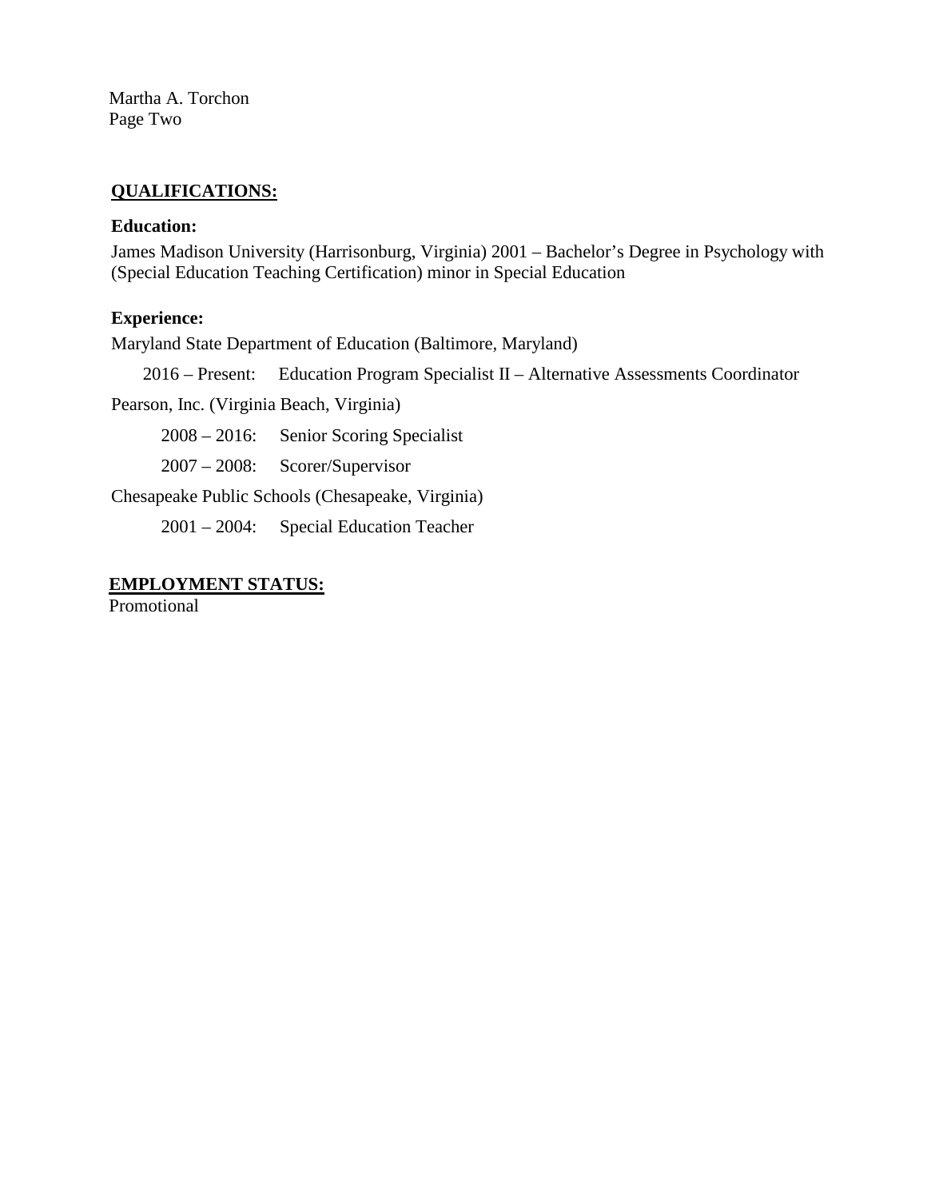Martha A. Torchon
Page Two

## QUALIFICATIONS:

**Education:**

James Madison University (Harrisonburg, Virginia) 2001 – Bachelor's Degree in Psychology with (Special Education Teaching Certification) minor in Special Education

**Experience:**

Maryland State Department of Education (Baltimore, Maryland)

2016 – Present: Education Program Specialist II – Alternative Assessments Coordinator

Pearson, Inc. (Virginia Beach, Virginia)

2008 – 2016: Senior Scoring Specialist

2007 – 2008: Scorer/Supervisor

Chesapeake Public Schools (Chesapeake, Virginia)

2001 – 2004: Special Education Teacher

## EMPLOYMENT STATUS:

Promotional